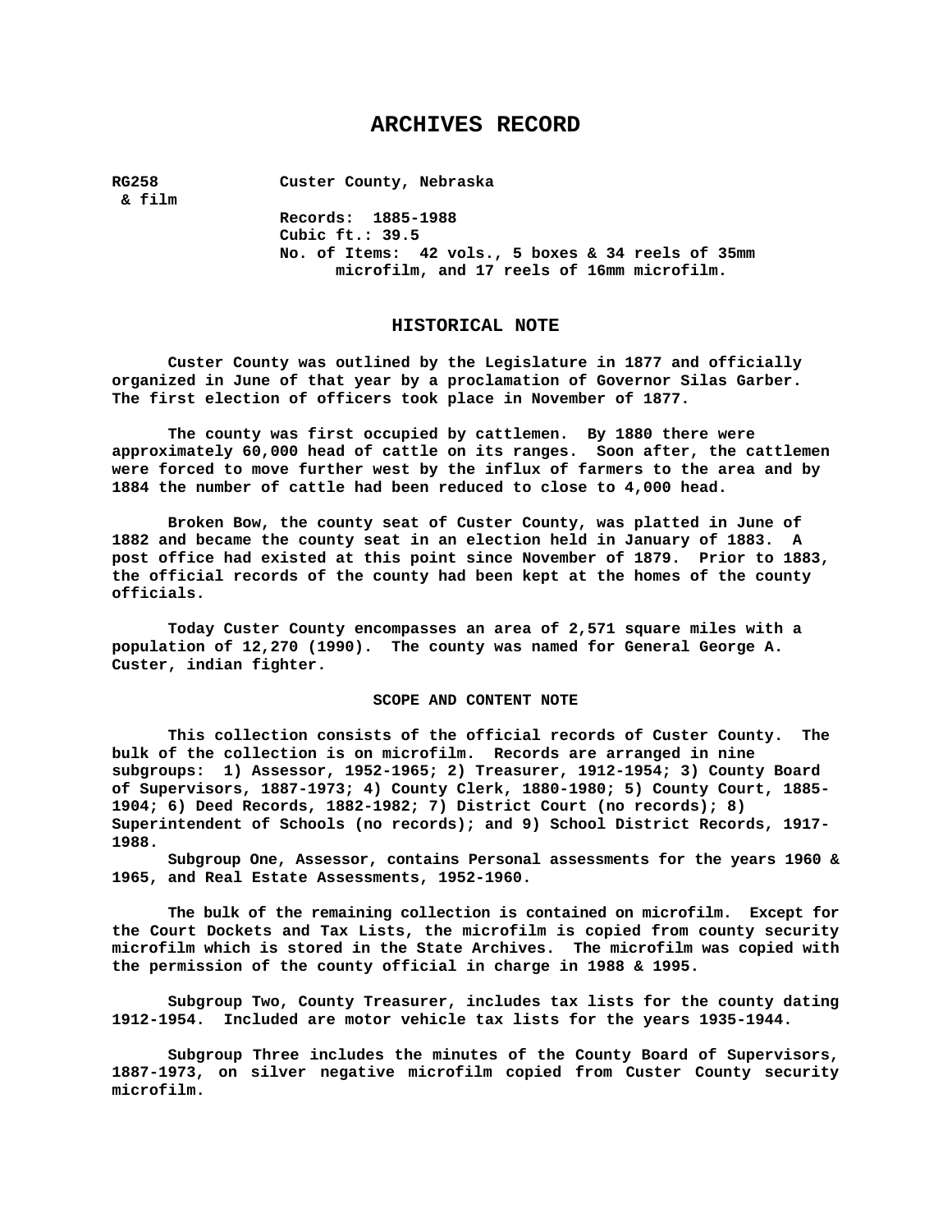# ARCHIVES RECORD

**RG258 & film** **Custer County, Nebraska**

**Records: 1885-1988**
**Cubic ft.: 39.5**
**No. of Items: 42 vols., 5 boxes & 34 reels of 35mm microfilm, and 17 reels of 16mm microfilm.**

## HISTORICAL NOTE

Custer County was outlined by the Legislature in 1877 and officially organized in June of that year by a proclamation of Governor Silas Garber. The first election of officers took place in November of 1877.

The county was first occupied by cattlemen. By 1880 there were approximately 60,000 head of cattle on its ranges. Soon after, the cattlemen were forced to move further west by the influx of farmers to the area and by 1884 the number of cattle had been reduced to close to 4,000 head.

Broken Bow, the county seat of Custer County, was platted in June of 1882 and became the county seat in an election held in January of 1883. A post office had existed at this point since November of 1879. Prior to 1883, the official records of the county had been kept at the homes of the county officials.

Today Custer County encompasses an area of 2,571 square miles with a population of 12,270 (1990). The county was named for General George A. Custer, indian fighter.

## SCOPE AND CONTENT NOTE

This collection consists of the official records of Custer County. The bulk of the collection is on microfilm. Records are arranged in nine subgroups: 1) Assessor, 1952-1965; 2) Treasurer, 1912-1954; 3) County Board of Supervisors, 1887-1973; 4) County Clerk, 1880-1980; 5) County Court, 1885-1904; 6) Deed Records, 1882-1982; 7) District Court (no records); 8) Superintendent of Schools (no records); and 9) School District Records, 1917-1988.

Subgroup One, Assessor, contains Personal assessments for the years 1960 & 1965, and Real Estate Assessments, 1952-1960.

The bulk of the remaining collection is contained on microfilm. Except for the Court Dockets and Tax Lists, the microfilm is copied from county security microfilm which is stored in the State Archives. The microfilm was copied with the permission of the county official in charge in 1988 & 1995.

Subgroup Two, County Treasurer, includes tax lists for the county dating 1912-1954. Included are motor vehicle tax lists for the years 1935-1944.

Subgroup Three includes the minutes of the County Board of Supervisors, 1887-1973, on silver negative microfilm copied from Custer County security microfilm.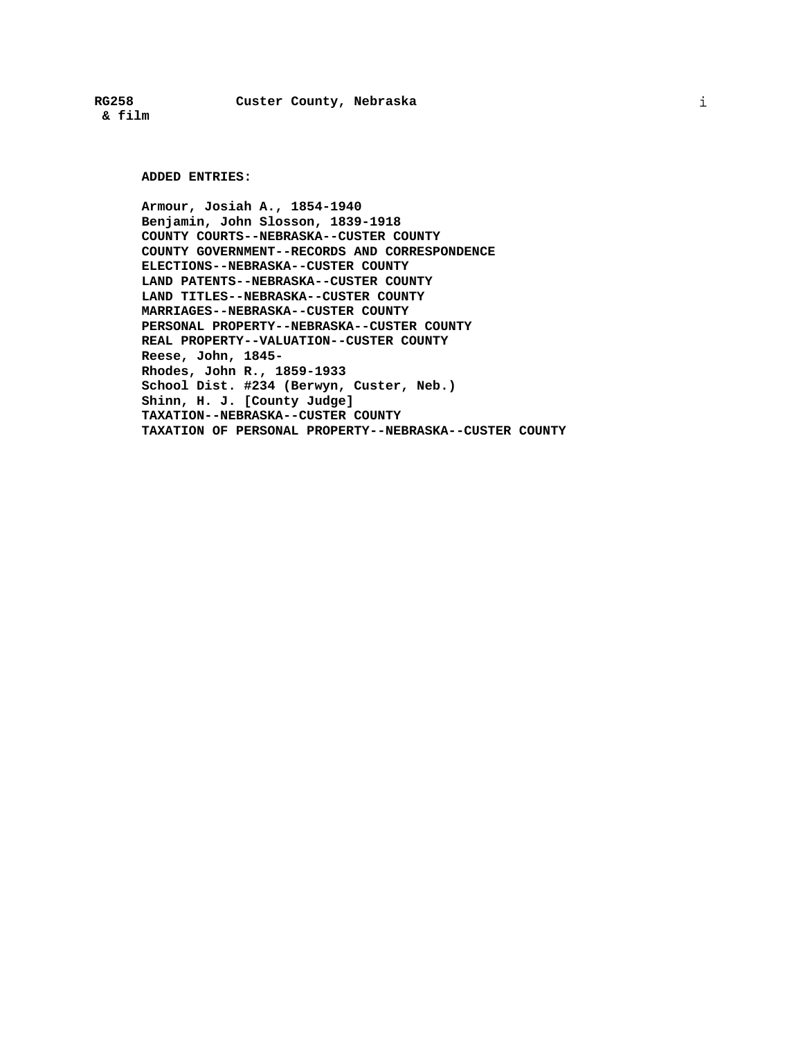**ADDED ENTRIES:**

Armour, Josiah A., 1854-1940
Benjamin, John Slosson, 1839-1918
COUNTY COURTS--NEBRASKA--CUSTER COUNTY
COUNTY GOVERNMENT--RECORDS AND CORRESPONDENCE
ELECTIONS--NEBRASKA--CUSTER COUNTY
LAND PATENTS--NEBRASKA--CUSTER COUNTY
LAND TITLES--NEBRASKA--CUSTER COUNTY
MARRIAGES--NEBRASKA--CUSTER COUNTY
PERSONAL PROPERTY--NEBRASKA--CUSTER COUNTY
REAL PROPERTY--VALUATION--CUSTER COUNTY
Reese, John, 1845-
Rhodes, John R., 1859-1933
School Dist. #234 (Berwyn, Custer, Neb.)
Shinn, H. J. [County Judge]
TAXATION--NEBRASKA--CUSTER COUNTY
TAXATION OF PERSONAL PROPERTY--NEBRASKA--CUSTER COUNTY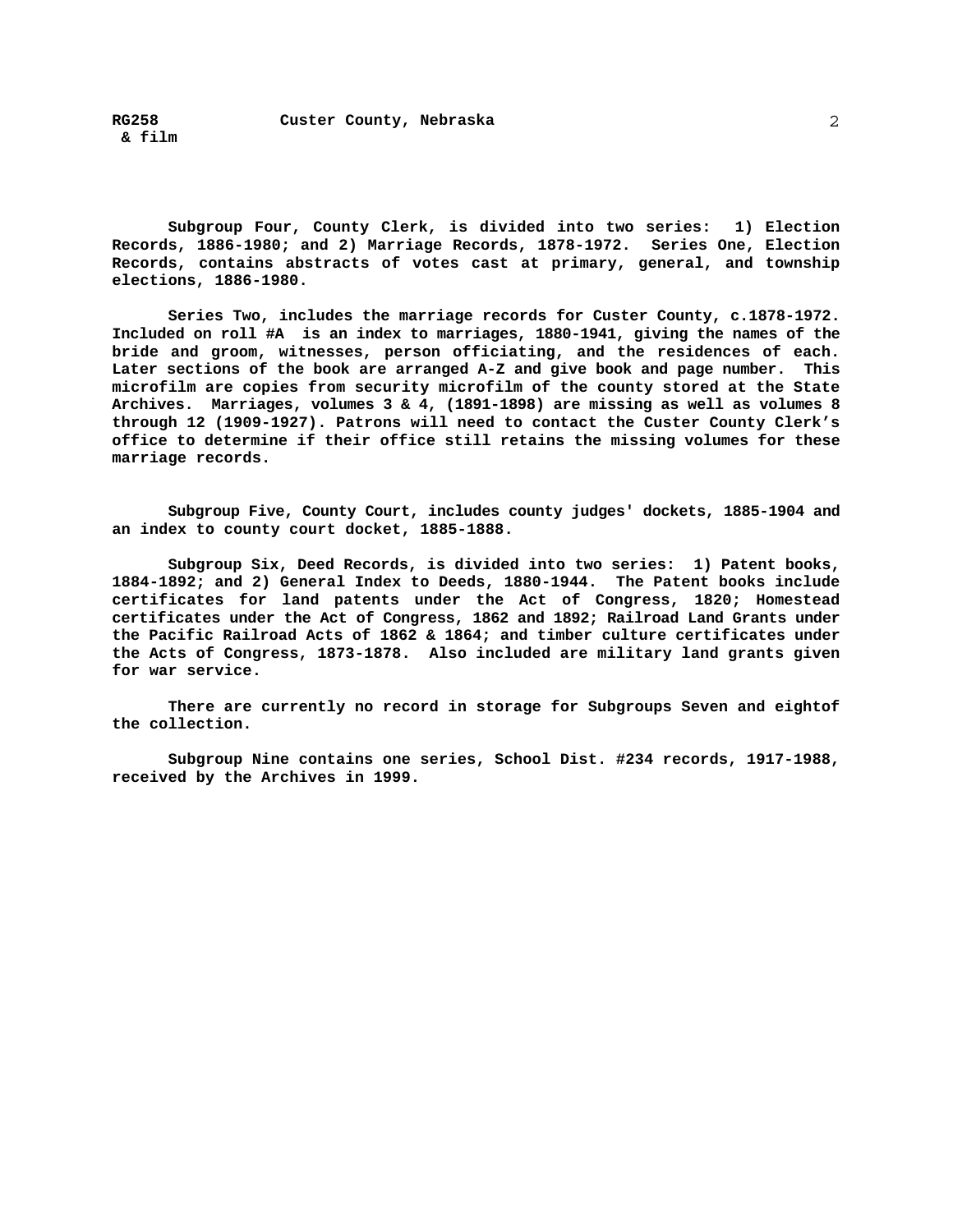Subgroup Four, County Clerk, is divided into two series: 1) Election Records, 1886-1980; and 2) Marriage Records, 1878-1972. Series One, Election Records, contains abstracts of votes cast at primary, general, and township elections, 1886-1980.

Series Two, includes the marriage records for Custer County, c.1878-1972. Included on roll #A is an index to marriages, 1880-1941, giving the names of the bride and groom, witnesses, person officiating, and the residences of each. Later sections of the book are arranged A-Z and give book and page number. This microfilm are copies from security microfilm of the county stored at the State Archives. Marriages, volumes 3 & 4, (1891-1898) are missing as well as volumes 8 through 12 (1909-1927). Patrons will need to contact the Custer County Clerk's office to determine if their office still retains the missing volumes for these marriage records.

Subgroup Five, County Court, includes county judges' dockets, 1885-1904 and an index to county court docket, 1885-1888.

Subgroup Six, Deed Records, is divided into two series: 1) Patent books, 1884-1892; and 2) General Index to Deeds, 1880-1944. The Patent books include certificates for land patents under the Act of Congress, 1820; Homestead certificates under the Act of Congress, 1862 and 1892; Railroad Land Grants under the Pacific Railroad Acts of 1862 & 1864; and timber culture certificates under the Acts of Congress, 1873-1878. Also included are military land grants given for war service.

There are currently no record in storage for Subgroups Seven and eightof the collection.

Subgroup Nine contains one series, School Dist. #234 records, 1917-1988, received by the Archives in 1999.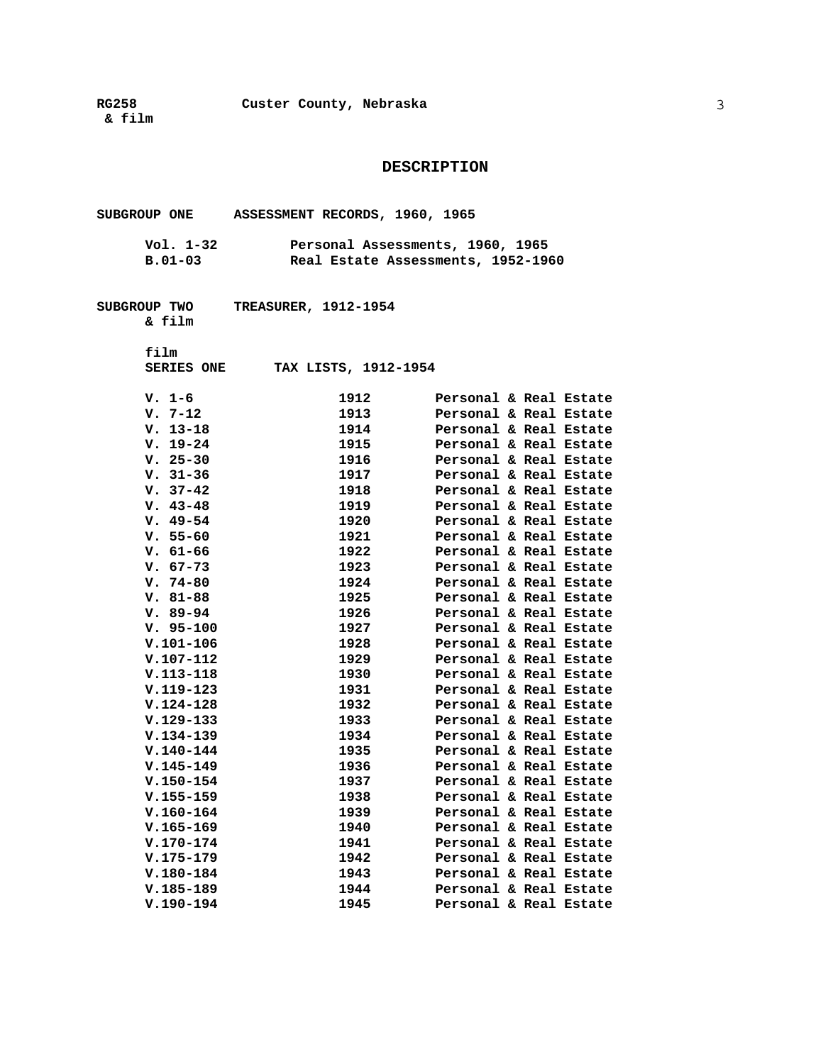# DESCRIPTION

**SUBGROUP ONE ASSESSMENT RECORDS, 1960, 1965**

| | |
|---|---|
| Vol. 1-32 | Personal Assessments, 1960, 1965 |
| B.01-03 | Real Estate Assessments, 1952-1960 |

**SUBGROUP TWO TREASURER, 1912-1954**
**& film**

film
**SERIES ONE TAX LISTS, 1912-1954**

| | | |
|---|---|---|
| V. 1-6 | 1912 | Personal & Real Estate |
| V. 7-12 | 1913 | Personal & Real Estate |
| V. 13-18 | 1914 | Personal & Real Estate |
| V. 19-24 | 1915 | Personal & Real Estate |
| V. 25-30 | 1916 | Personal & Real Estate |
| V. 31-36 | 1917 | Personal & Real Estate |
| V. 37-42 | 1918 | Personal & Real Estate |
| V. 43-48 | 1919 | Personal & Real Estate |
| V. 49-54 | 1920 | Personal & Real Estate |
| V. 55-60 | 1921 | Personal & Real Estate |
| V. 61-66 | 1922 | Personal & Real Estate |
| V. 67-73 | 1923 | Personal & Real Estate |
| V. 74-80 | 1924 | Personal & Real Estate |
| V. 81-88 | 1925 | Personal & Real Estate |
| V. 89-94 | 1926 | Personal & Real Estate |
| V. 95-100 | 1927 | Personal & Real Estate |
| V.101-106 | 1928 | Personal & Real Estate |
| V.107-112 | 1929 | Personal & Real Estate |
| V.113-118 | 1930 | Personal & Real Estate |
| V.119-123 | 1931 | Personal & Real Estate |
| V.124-128 | 1932 | Personal & Real Estate |
| V.129-133 | 1933 | Personal & Real Estate |
| V.134-139 | 1934 | Personal & Real Estate |
| V.140-144 | 1935 | Personal & Real Estate |
| V.145-149 | 1936 | Personal & Real Estate |
| V.150-154 | 1937 | Personal & Real Estate |
| V.155-159 | 1938 | Personal & Real Estate |
| V.160-164 | 1939 | Personal & Real Estate |
| V.165-169 | 1940 | Personal & Real Estate |
| V.170-174 | 1941 | Personal & Real Estate |
| V.175-179 | 1942 | Personal & Real Estate |
| V.180-184 | 1943 | Personal & Real Estate |
| V.185-189 | 1944 | Personal & Real Estate |
| V.190-194 | 1945 | Personal & Real Estate |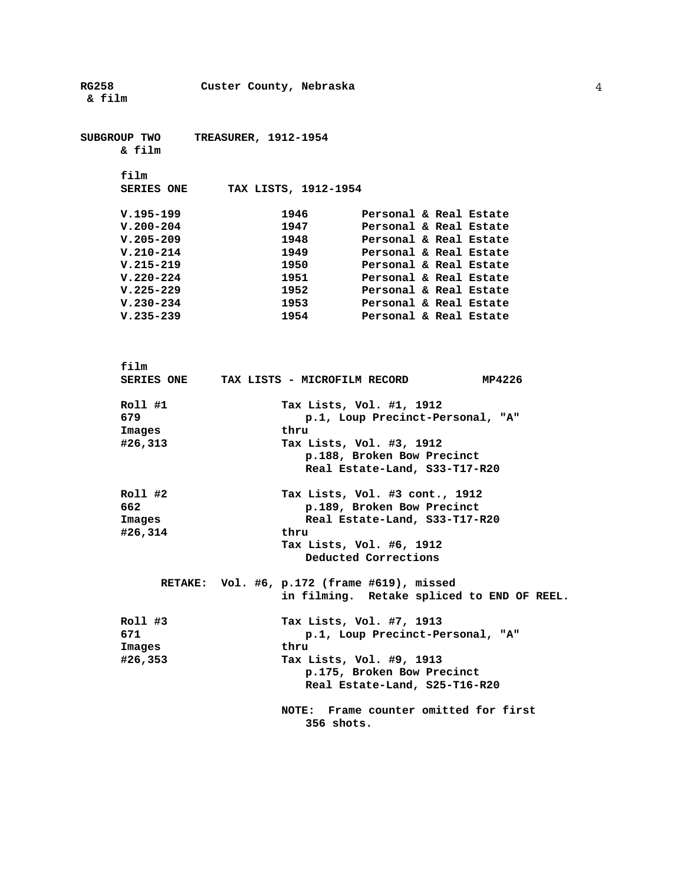**RG258** **Custer County, Nebraska**
**& film**

## SUBGROUP TWO TREASURER, 1912-1954
**& film**

film
### SERIES ONE TAX LISTS, 1912-1954

| | | |
|---|---|---|
| V.195-199 | 1946 | Personal & Real Estate |
| V.200-204 | 1947 | Personal & Real Estate |
| V.205-209 | 1948 | Personal & Real Estate |
| V.210-214 | 1949 | Personal & Real Estate |
| V.215-219 | 1950 | Personal & Real Estate |
| V.220-224 | 1951 | Personal & Real Estate |
| V.225-229 | 1952 | Personal & Real Estate |
| V.230-234 | 1953 | Personal & Real Estate |
| V.235-239 | 1954 | Personal & Real Estate |

film
### SERIES ONE TAX LISTS - MICROFILM RECORD MP4226

**Roll #1**
679
Images
#26,313

Tax Lists, Vol. #1, 1912
p.1, Loup Precinct-Personal, "A"
thru
Tax Lists, Vol. #3, 1912
p.188, Broken Bow Precinct
Real Estate-Land, S33-T17-R20

**Roll #2**
662
Images
#26,314

Tax Lists, Vol. #3 cont., 1912
p.189, Broken Bow Precinct
Real Estate-Land, S33-T17-R20
thru
Tax Lists, Vol. #6, 1912
Deducted Corrections

**RETAKE:** Vol. #6, p.172 (frame #619), missed in filming. Retake spliced to END OF REEL.

**Roll #3**
671
Images
#26,353

Tax Lists, Vol. #7, 1913
p.1, Loup Precinct-Personal, "A"
thru
Tax Lists, Vol. #9, 1913
p.175, Broken Bow Precinct
Real Estate-Land, S25-T16-R20

**NOTE:** Frame counter omitted for first 356 shots.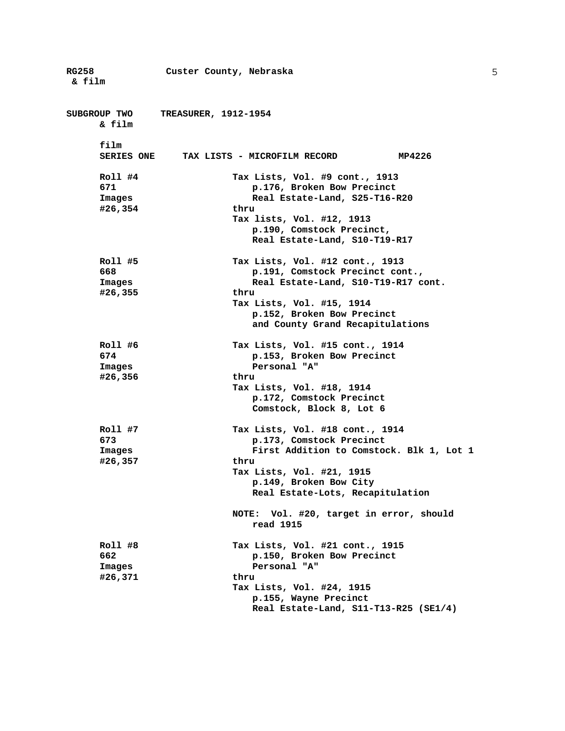**RG258 Custer County, Nebraska**
**& film**

**SUBGROUP TWO TREASURER, 1912-1954**
**& film**

**film**
**SERIES ONE TAX LISTS - MICROFILM RECORD MP4226**

| | |
|---|---|
| **Roll #4**<br>**671**<br>**Images**<br>**#26,354** | **Tax Lists, Vol. #9 cont., 1913**<br>**p.176, Broken Bow Precinct**<br>**Real Estate-Land, S25-T16-R20**<br>**thru**<br>**Tax lists, Vol. #12, 1913**<br>**p.190, Comstock Precinct,**<br>**Real Estate-Land, S10-T19-R17** |
| **Roll #5**<br>**668**<br>**Images**<br>**#26,355** | **Tax Lists, Vol. #12 cont., 1913**<br>**p.191, Comstock Precinct cont.,**<br>**Real Estate-Land, S10-T19-R17 cont.**<br>**thru**<br>**Tax Lists, Vol. #15, 1914**<br>**p.152, Broken Bow Precinct**<br>**and County Grand Recapitulations** |
| **Roll #6**<br>**674**<br>**Images**<br>**#26,356** | **Tax Lists, Vol. #15 cont., 1914**<br>**p.153, Broken Bow Precinct**<br>**Personal "A"**<br>**thru**<br>**Tax Lists, Vol. #18, 1914**<br>**p.172, Comstock Precinct**<br>**Comstock, Block 8, Lot 6** |
| **Roll #7**<br>**673**<br>**Images**<br>**#26,357** | **Tax Lists, Vol. #18 cont., 1914**<br>**p.173, Comstock Precinct**<br>**First Addition to Comstock. Blk 1, Lot 1**<br>**thru**<br>**Tax Lists, Vol. #21, 1915**<br>**p.149, Broken Bow City**<br>**Real Estate-Lots, Recapitulation**<br><br>**NOTE: Vol. #20, target in error, should read 1915** |
| **Roll #8**<br>**662**<br>**Images**<br>**#26,371** | **Tax Lists, Vol. #21 cont., 1915**<br>**p.150, Broken Bow Precinct**<br>**Personal "A"**<br>**thru**<br>**Tax Lists, Vol. #24, 1915**<br>**p.155, Wayne Precinct**<br>**Real Estate-Land, S11-T13-R25 (SE1/4)** |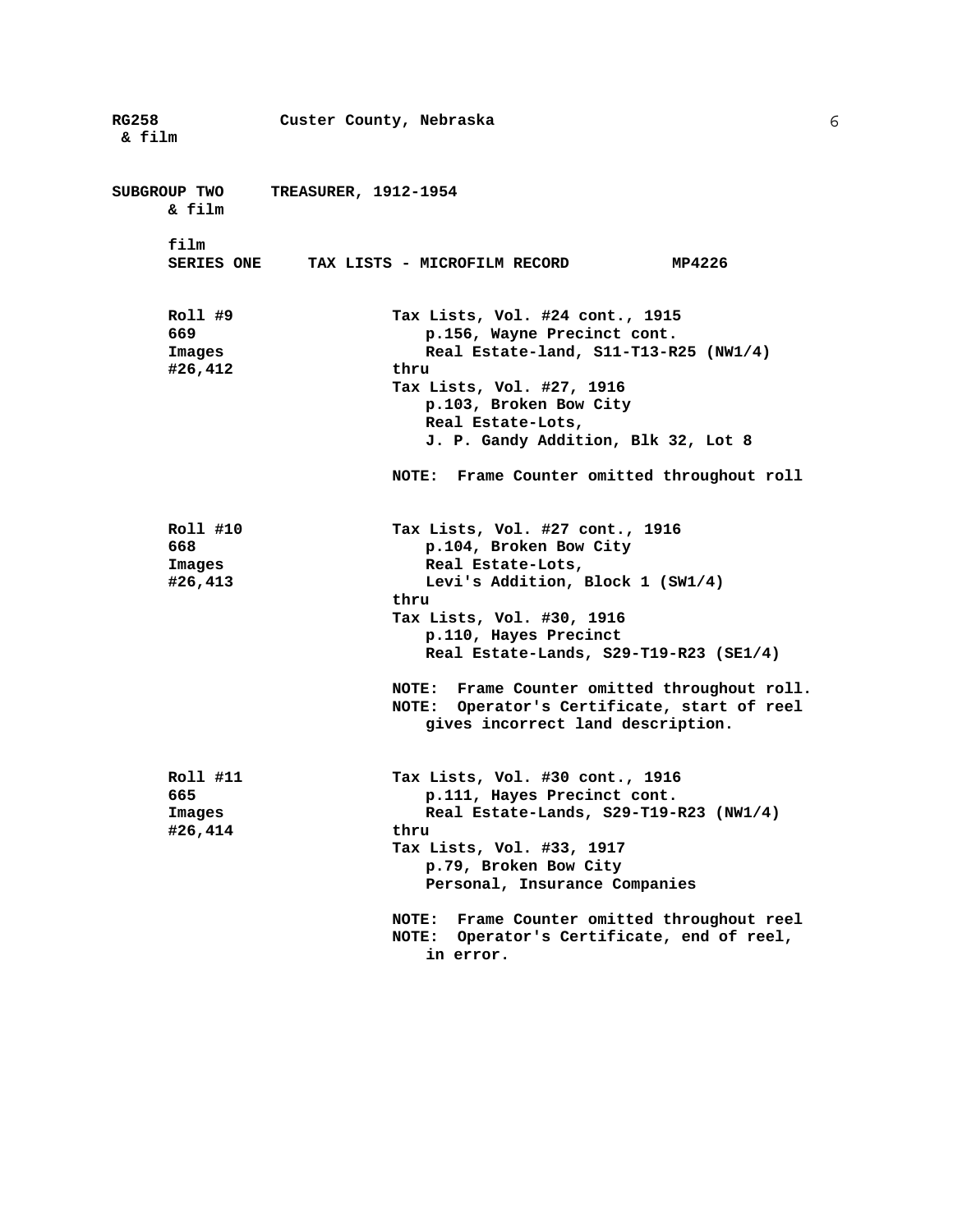**RG258** **Custer County, Nebraska**
**& film**

**SUBGROUP TWO** **TREASURER, 1912-1954**
**& film**

**film**
**SERIES ONE** **TAX LISTS - MICROFILM RECORD** **MP4226**

**Roll #9**
**669**
**Images**
**#26,412**

**Tax Lists, Vol. #24 cont., 1915**
**p.156, Wayne Precinct cont.**
**Real Estate-land, S11-T13-R25 (NW1/4)**
**thru**
**Tax Lists, Vol. #27, 1916**
**p.103, Broken Bow City**
**Real Estate-Lots,**
**J. P. Gandy Addition, Blk 32, Lot 8**

**NOTE: Frame Counter omitted throughout roll**

**Roll #10**
**668**
**Images**
**#26,413**

**Tax Lists, Vol. #27 cont., 1916**
**p.104, Broken Bow City**
**Real Estate-Lots,**
**Levi's Addition, Block 1 (SW1/4)**
**thru**
**Tax Lists, Vol. #30, 1916**
**p.110, Hayes Precinct**
**Real Estate-Lands, S29-T19-R23 (SE1/4)**

**NOTE: Frame Counter omitted throughout roll.**
**NOTE: Operator's Certificate, start of reel gives incorrect land description.**

**Roll #11**
**665**
**Images**
**#26,414**

**Tax Lists, Vol. #30 cont., 1916**
**p.111, Hayes Precinct cont.**
**Real Estate-Lands, S29-T19-R23 (NW1/4)**
**thru**
**Tax Lists, Vol. #33, 1917**
**p.79, Broken Bow City**
**Personal, Insurance Companies**

**NOTE: Frame Counter omitted throughout reel**
**NOTE: Operator's Certificate, end of reel, in error.**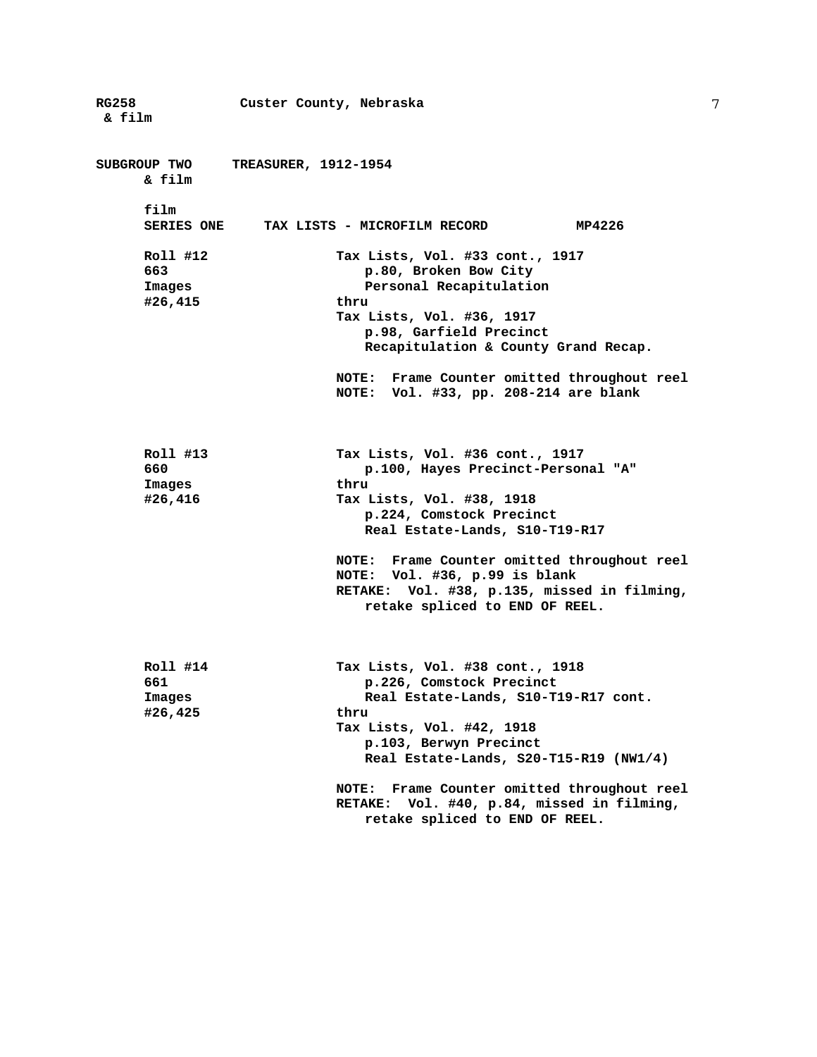**SUBGROUP TWO TREASURER, 1912-1954**
**& film**

**film**
**SERIES ONE TAX LISTS - MICROFILM RECORD MP4226**

**Roll #12**
**663**
**Images**
**#26,415**

**Tax Lists, Vol. #33 cont., 1917**
**p.80, Broken Bow City**
**Personal Recapitulation**
**thru**
**Tax Lists, Vol. #36, 1917**
**p.98, Garfield Precinct**
**Recapitulation & County Grand Recap.**

**NOTE: Frame Counter omitted throughout reel**
**NOTE: Vol. #33, pp. 208-214 are blank**

**Roll #13**
**660**
**Images**
**#26,416**

**Tax Lists, Vol. #36 cont., 1917**
**p.100, Hayes Precinct-Personal "A"**
**thru**
**Tax Lists, Vol. #38, 1918**
**p.224, Comstock Precinct**
**Real Estate-Lands, S10-T19-R17**

**NOTE: Frame Counter omitted throughout reel**
**NOTE: Vol. #36, p.99 is blank**
**RETAKE: Vol. #38, p.135, missed in filming, retake spliced to END OF REEL.**

**Roll #14**
**661**
**Images**
**#26,425**

**Tax Lists, Vol. #38 cont., 1918**
**p.226, Comstock Precinct**
**Real Estate-Lands, S10-T19-R17 cont.**
**thru**
**Tax Lists, Vol. #42, 1918**
**p.103, Berwyn Precinct**
**Real Estate-Lands, S20-T15-R19 (NW1/4)**

**NOTE: Frame Counter omitted throughout reel**
**RETAKE: Vol. #40, p.84, missed in filming, retake spliced to END OF REEL.**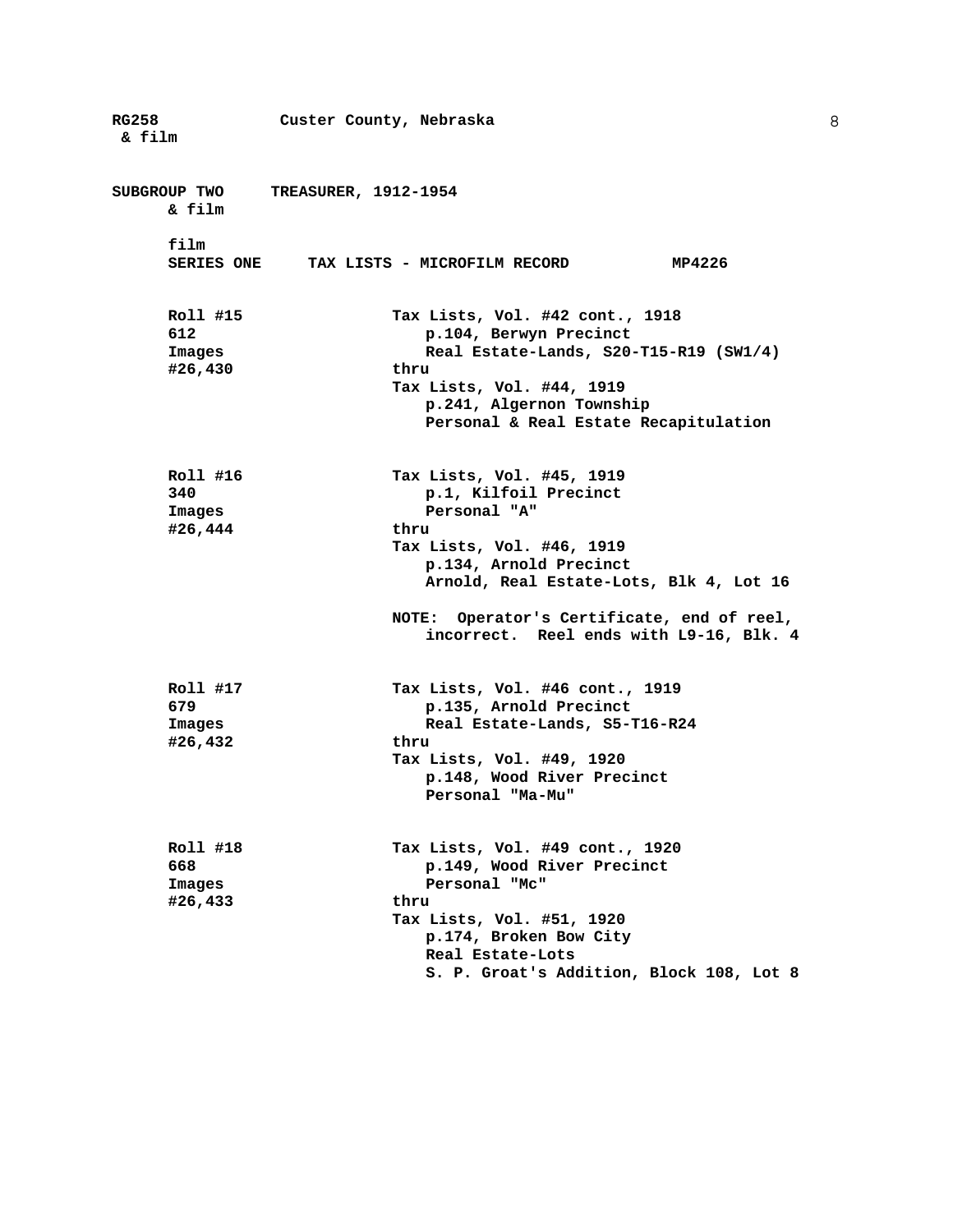**RG258 & film** **Custer County, Nebraska**

**SUBGROUP TWO & film** **TREASURER, 1912-1954**

**film**
**SERIES ONE** **TAX LISTS - MICROFILM RECORD** **MP4226**

| | |
|---|---|
| **Roll #15**<br>**612**<br>**Images**<br>**#26,430** | **Tax Lists, Vol. #42 cont., 1918**<br>**p.104, Berwyn Precinct**<br>**Real Estate-Lands, S20-T15-R19 (SW1/4)**<br>**thru**<br>**Tax Lists, Vol. #44, 1919**<br>**p.241, Algernon Township**<br>**Personal & Real Estate Recapitulation** |
| **Roll #16**<br>**340**<br>**Images**<br>**#26,444** | **Tax Lists, Vol. #45, 1919**<br>**p.1, Kilfoil Precinct**<br>**Personal "A"**<br>**thru**<br>**Tax Lists, Vol. #46, 1919**<br>**p.134, Arnold Precinct**<br>**Arnold, Real Estate-Lots, Blk 4, Lot 16**<br><br>**NOTE: Operator's Certificate, end of reel, incorrect. Reel ends with L9-16, Blk. 4** |
| **Roll #17**<br>**679**<br>**Images**<br>**#26,432** | **Tax Lists, Vol. #46 cont., 1919**<br>**p.135, Arnold Precinct**<br>**Real Estate-Lands, S5-T16-R24**<br>**thru**<br>**Tax Lists, Vol. #49, 1920**<br>**p.148, Wood River Precinct**<br>**Personal "Ma-Mu"** |
| **Roll #18**<br>**668**<br>**Images**<br>**#26,433** | **Tax Lists, Vol. #49 cont., 1920**<br>**p.149, Wood River Precinct**<br>**Personal "Mc"**<br>**thru**<br>**Tax Lists, Vol. #51, 1920**<br>**p.174, Broken Bow City**<br>**Real Estate-Lots**<br>**S. P. Groat's Addition, Block 108, Lot 8** |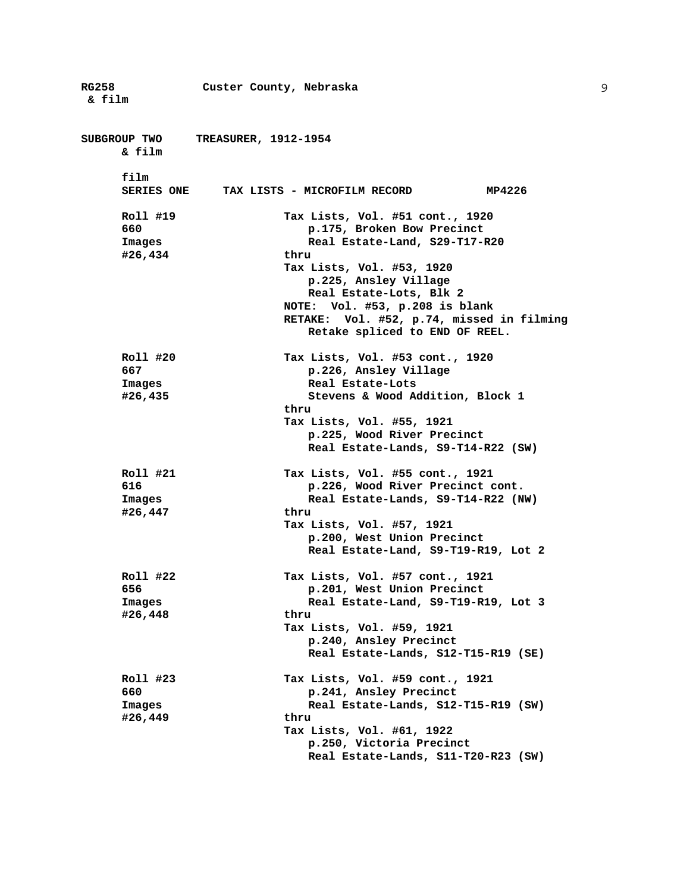**SUBGROUP TWO TREASURER, 1912-1954**
**& film**

**film**
**SERIES ONE TAX LISTS - MICROFILM RECORD MP4226**

| | |
|---|---|
| **Roll #19**<br>**660**<br>**Images**<br>**#26,434** | **Tax Lists, Vol. #51 cont., 1920**<br>**p.175, Broken Bow Precinct**<br>**Real Estate-Land, S29-T17-R20**<br>**thru**<br>**Tax Lists, Vol. #53, 1920**<br>**p.225, Ansley Village**<br>**Real Estate-Lots, Blk 2**<br>**NOTE: Vol. #53, p.208 is blank**<br>**RETAKE: Vol. #52, p.74, missed in filming**<br>**Retake spliced to END OF REEL.** |
| **Roll #20**<br>**667**<br>**Images**<br>**#26,435** | **Tax Lists, Vol. #53 cont., 1920**<br>**p.226, Ansley Village**<br>**Real Estate-Lots**<br>**Stevens & Wood Addition, Block 1**<br>**thru**<br>**Tax Lists, Vol. #55, 1921**<br>**p.225, Wood River Precinct**<br>**Real Estate-Lands, S9-T14-R22 (SW)** |
| **Roll #21**<br>**616**<br>**Images**<br>**#26,447** | **Tax Lists, Vol. #55 cont., 1921**<br>**p.226, Wood River Precinct cont.**<br>**Real Estate-Lands, S9-T14-R22 (NW)**<br>**thru**<br>**Tax Lists, Vol. #57, 1921**<br>**p.200, West Union Precinct**<br>**Real Estate-Land, S9-T19-R19, Lot 2** |
| **Roll #22**<br>**656**<br>**Images**<br>**#26,448** | **Tax Lists, Vol. #57 cont., 1921**<br>**p.201, West Union Precinct**<br>**Real Estate-Land, S9-T19-R19, Lot 3**<br>**thru**<br>**Tax Lists, Vol. #59, 1921**<br>**p.240, Ansley Precinct**<br>**Real Estate-Lands, S12-T15-R19 (SE)** |
| **Roll #23**<br>**660**<br>**Images**<br>**#26,449** | **Tax Lists, Vol. #59 cont., 1921**<br>**p.241, Ansley Precinct**<br>**Real Estate-Lands, S12-T15-R19 (SW)**<br>**thru**<br>**Tax Lists, Vol. #61, 1922**<br>**p.250, Victoria Precinct**<br>**Real Estate-Lands, S11-T20-R23 (SW)** |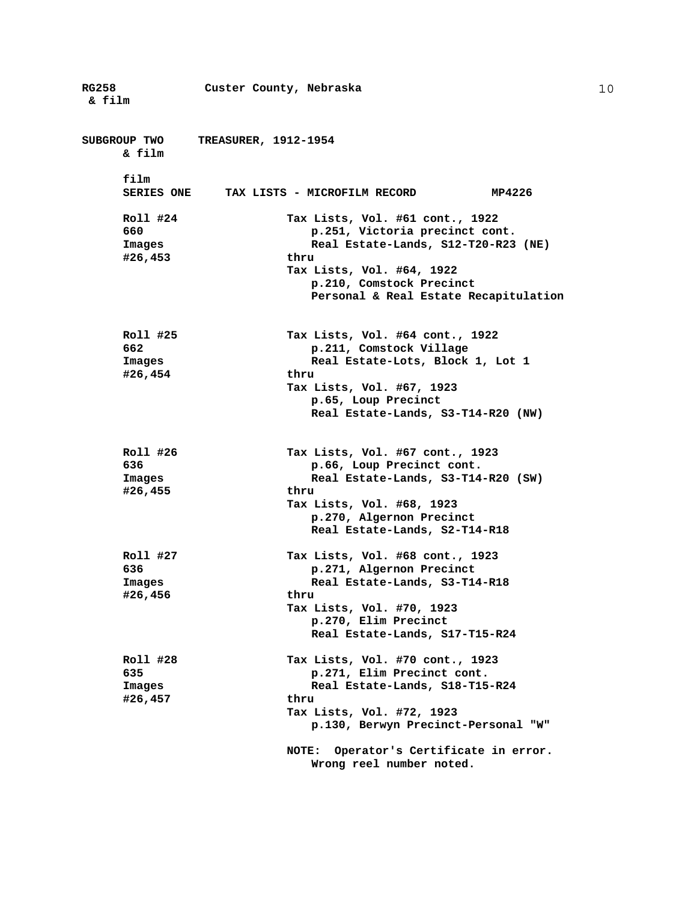RG258 Custer County, Nebraska
& film

**SUBGROUP TWO TREASURER, 1912-1954**
**& film**

**film**
**SERIES ONE TAX LISTS - MICROFILM RECORD MP4226**

| | |
|---|---|
| **Roll #24**<br>**660**<br>**Images**<br>**#26,453** | **Tax Lists, Vol. #61 cont., 1922**<br>**p.251, Victoria precinct cont.**<br>**Real Estate-Lands, S12-T20-R23 (NE)**<br>**thru**<br>**Tax Lists, Vol. #64, 1922**<br>**p.210, Comstock Precinct**<br>**Personal & Real Estate Recapitulation** |
| **Roll #25**<br>**662**<br>**Images**<br>**#26,454** | **Tax Lists, Vol. #64 cont., 1922**<br>**p.211, Comstock Village**<br>**Real Estate-Lots, Block 1, Lot 1**<br>**thru**<br>**Tax Lists, Vol. #67, 1923**<br>**p.65, Loup Precinct**<br>**Real Estate-Lands, S3-T14-R20 (NW)** |
| **Roll #26**<br>**636**<br>**Images**<br>**#26,455** | **Tax Lists, Vol. #67 cont., 1923**<br>**p.66, Loup Precinct cont.**<br>**Real Estate-Lands, S3-T14-R20 (SW)**<br>**thru**<br>**Tax Lists, Vol. #68, 1923**<br>**p.270, Algernon Precinct**<br>**Real Estate-Lands, S2-T14-R18** |
| **Roll #27**<br>**636**<br>**Images**<br>**#26,456** | **Tax Lists, Vol. #68 cont., 1923**<br>**p.271, Algernon Precinct**<br>**Real Estate-Lands, S3-T14-R18**<br>**thru**<br>**Tax Lists, Vol. #70, 1923**<br>**p.270, Elim Precinct**<br>**Real Estate-Lands, S17-T15-R24** |
| **Roll #28**<br>**635**<br>**Images**<br>**#26,457** | **Tax Lists, Vol. #70 cont., 1923**<br>**p.271, Elim Precinct cont.**<br>**Real Estate-Lands, S18-T15-R24**<br>**thru**<br>**Tax Lists, Vol. #72, 1923**<br>**p.130, Berwyn Precinct-Personal "W"**<br><br>**NOTE: Operator's Certificate in error.**<br>**Wrong reel number noted.** |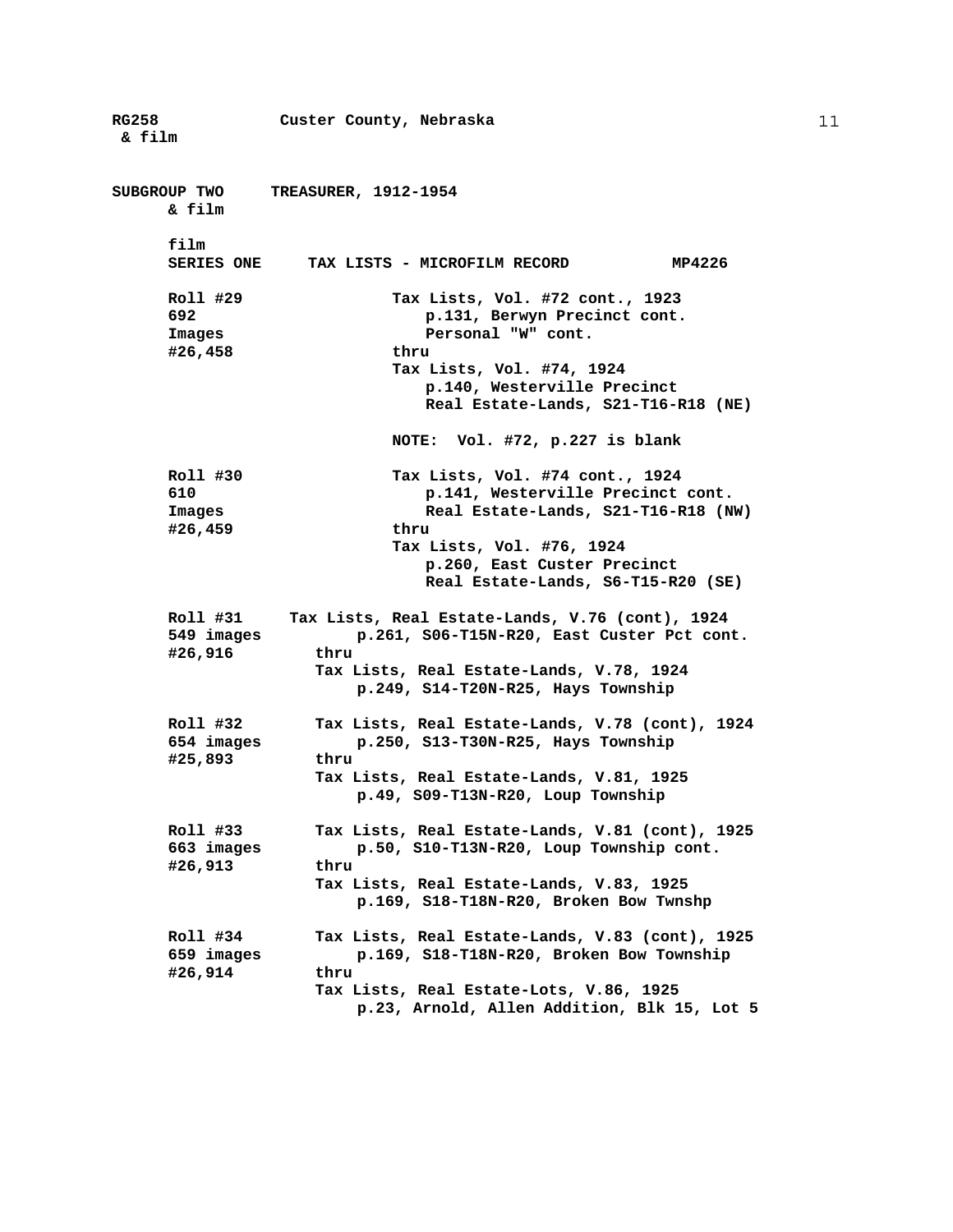RG258 Custer County, Nebraska
& film

**SUBGROUP TWO TREASURER, 1912-1954**
**& film**

**film**
**SERIES ONE TAX LISTS - MICROFILM RECORD MP4226**

**Roll #29**
**692**
**Images**
**#26,458**

Tax Lists, Vol. #72 cont., 1923
p.131, Berwyn Precinct cont.
Personal "W" cont.
thru
Tax Lists, Vol. #74, 1924
p.140, Westerville Precinct
Real Estate-Lands, S21-T16-R18 (NE)

NOTE: Vol. #72, p.227 is blank

**Roll #30**
**610**
**Images**
**#26,459**

Tax Lists, Vol. #74 cont., 1924
p.141, Westerville Precinct cont.
Real Estate-Lands, S21-T16-R18 (NW)
thru
Tax Lists, Vol. #76, 1924
p.260, East Custer Precinct
Real Estate-Lands, S6-T15-R20 (SE)

**Roll #31**
**549 images**
**#26,916**

Tax Lists, Real Estate-Lands, V.76 (cont), 1924
p.261, S06-T15N-R20, East Custer Pct cont.
thru
Tax Lists, Real Estate-Lands, V.78, 1924
p.249, S14-T20N-R25, Hays Township

**Roll #32**
**654 images**
**#25,893**

Tax Lists, Real Estate-Lands, V.78 (cont), 1924
p.250, S13-T30N-R25, Hays Township
thru
Tax Lists, Real Estate-Lands, V.81, 1925
p.49, S09-T13N-R20, Loup Township

**Roll #33**
**663 images**
**#26,913**

Tax Lists, Real Estate-Lands, V.81 (cont), 1925
p.50, S10-T13N-R20, Loup Township cont.
thru
Tax Lists, Real Estate-Lands, V.83, 1925
p.169, S18-T18N-R20, Broken Bow Twnshp

**Roll #34**
**659 images**
**#26,914**

Tax Lists, Real Estate-Lands, V.83 (cont), 1925
p.169, S18-T18N-R20, Broken Bow Township
thru
Tax Lists, Real Estate-Lots, V.86, 1925
p.23, Arnold, Allen Addition, Blk 15, Lot 5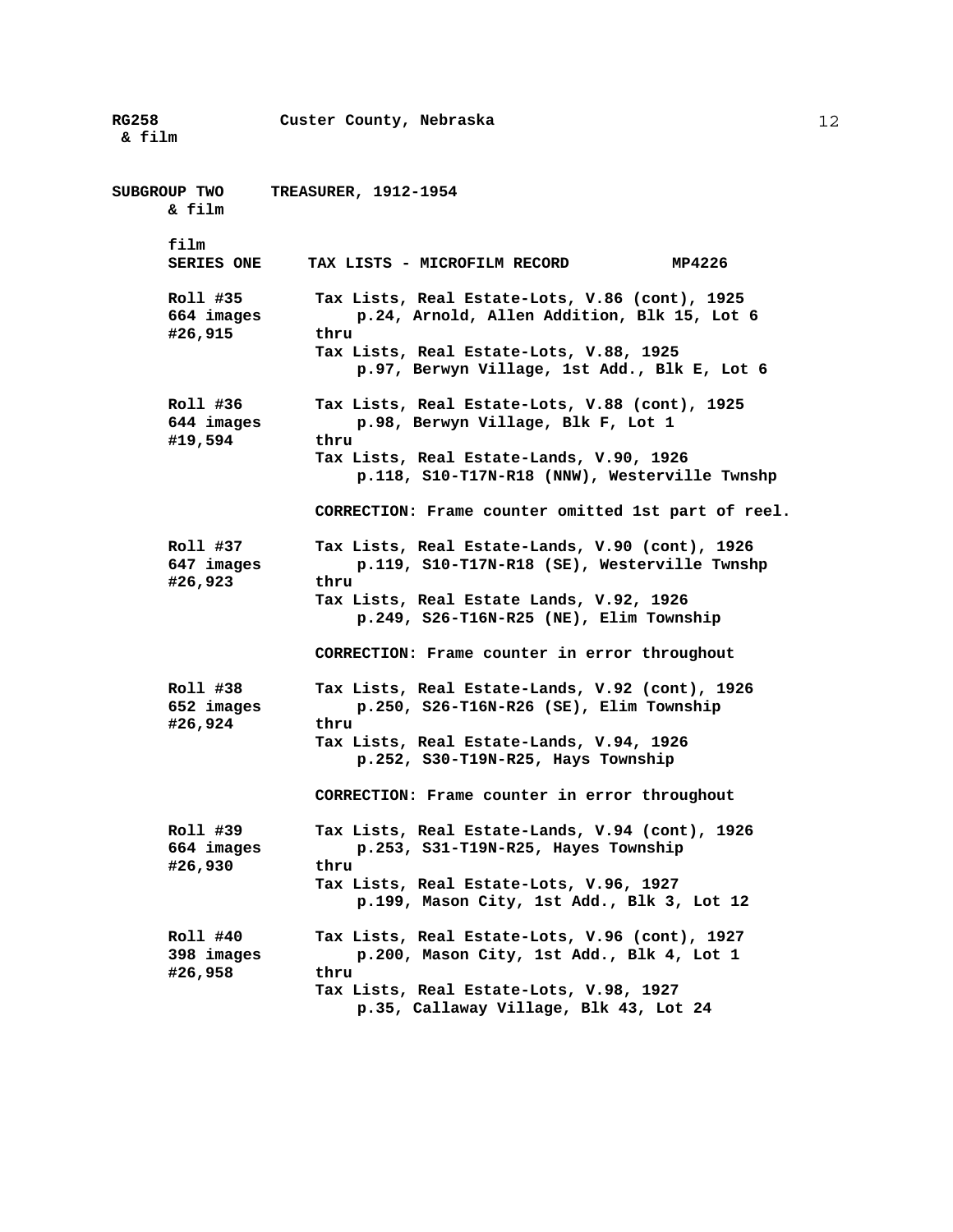**RG258 & film** — **Custer County, Nebraska**

## SUBGROUP TWO & film — TREASURER, 1912-1954

### film SERIES ONE — TAX LISTS - MICROFILM RECORD — MP4226

**Roll #35**
664 images
#26,915

Tax Lists, Real Estate-Lots, V.86 (cont), 1925
p.24, Arnold, Allen Addition, Blk 15, Lot 6
thru
Tax Lists, Real Estate-Lots, V.88, 1925
p.97, Berwyn Village, 1st Add., Blk E, Lot 6

**Roll #36**
644 images
#19,594

Tax Lists, Real Estate-Lots, V.88 (cont), 1925
p.98, Berwyn Village, Blk F, Lot 1
thru
Tax Lists, Real Estate-Lands, V.90, 1926
p.118, S10-T17N-R18 (NNW), Westerville Twnshp

CORRECTION: Frame counter omitted 1st part of reel.

**Roll #37**
647 images
#26,923

Tax Lists, Real Estate-Lands, V.90 (cont), 1926
p.119, S10-T17N-R18 (SE), Westerville Twnshp
thru
Tax Lists, Real Estate Lands, V.92, 1926
p.249, S26-T16N-R25 (NE), Elim Township

CORRECTION: Frame counter in error throughout

**Roll #38**
652 images
#26,924

Tax Lists, Real Estate-Lands, V.92 (cont), 1926
p.250, S26-T16N-R26 (SE), Elim Township
thru
Tax Lists, Real Estate-Lands, V.94, 1926
p.252, S30-T19N-R25, Hays Township

CORRECTION: Frame counter in error throughout

**Roll #39**
664 images
#26,930

Tax Lists, Real Estate-Lands, V.94 (cont), 1926
p.253, S31-T19N-R25, Hayes Township
thru
Tax Lists, Real Estate-Lots, V.96, 1927
p.199, Mason City, 1st Add., Blk 3, Lot 12

**Roll #40**
398 images
#26,958

Tax Lists, Real Estate-Lots, V.96 (cont), 1927
p.200, Mason City, 1st Add., Blk 4, Lot 1
thru
Tax Lists, Real Estate-Lots, V.98, 1927
p.35, Callaway Village, Blk 43, Lot 24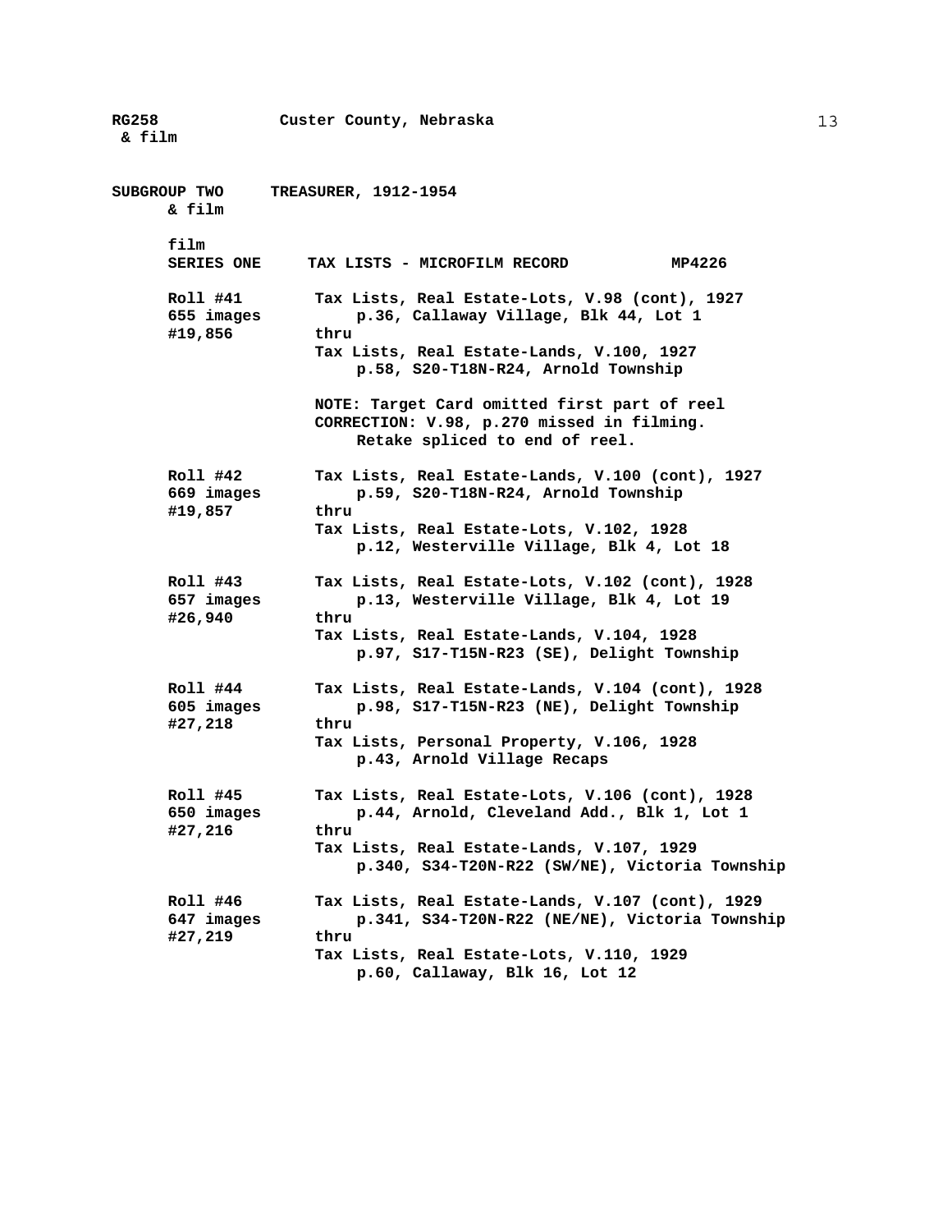**SUBGROUP TWO** **TREASURER, 1912-1954**
**& film**

**film**
**SERIES ONE** **TAX LISTS - MICROFILM RECORD** **MP4226**

| Roll | Contents |
|---|---|
| **Roll #41**<br>**655 images**<br>**#19,856** | **Tax Lists, Real Estate-Lots, V.98 (cont), 1927**<br>**p.36, Callaway Village, Blk 44, Lot 1**<br>**thru**<br>**Tax Lists, Real Estate-Lands, V.100, 1927**<br>**p.58, S20-T18N-R24, Arnold Township**<br><br>**NOTE: Target Card omitted first part of reel**<br>**CORRECTION: V.98, p.270 missed in filming.**<br>**Retake spliced to end of reel.** |
| **Roll #42**<br>**669 images**<br>**#19,857** | **Tax Lists, Real Estate-Lands, V.100 (cont), 1927**<br>**p.59, S20-T18N-R24, Arnold Township**<br>**thru**<br>**Tax Lists, Real Estate-Lots, V.102, 1928**<br>**p.12, Westerville Village, Blk 4, Lot 18** |
| **Roll #43**<br>**657 images**<br>**#26,940** | **Tax Lists, Real Estate-Lots, V.102 (cont), 1928**<br>**p.13, Westerville Village, Blk 4, Lot 19**<br>**thru**<br>**Tax Lists, Real Estate-Lands, V.104, 1928**<br>**p.97, S17-T15N-R23 (SE), Delight Township** |
| **Roll #44**<br>**605 images**<br>**#27,218** | **Tax Lists, Real Estate-Lands, V.104 (cont), 1928**<br>**p.98, S17-T15N-R23 (NE), Delight Township**<br>**thru**<br>**Tax Lists, Personal Property, V.106, 1928**<br>**p.43, Arnold Village Recaps** |
| **Roll #45**<br>**650 images**<br>**#27,216** | **Tax Lists, Real Estate-Lots, V.106 (cont), 1928**<br>**p.44, Arnold, Cleveland Add., Blk 1, Lot 1**<br>**thru**<br>**Tax Lists, Real Estate-Lands, V.107, 1929**<br>**p.340, S34-T20N-R22 (SW/NE), Victoria Township** |
| **Roll #46**<br>**647 images**<br>**#27,219** | **Tax Lists, Real Estate-Lands, V.107 (cont), 1929**<br>**p.341, S34-T20N-R22 (NE/NE), Victoria Township**<br>**thru**<br>**Tax Lists, Real Estate-Lots, V.110, 1929**<br>**p.60, Callaway, Blk 16, Lot 12** |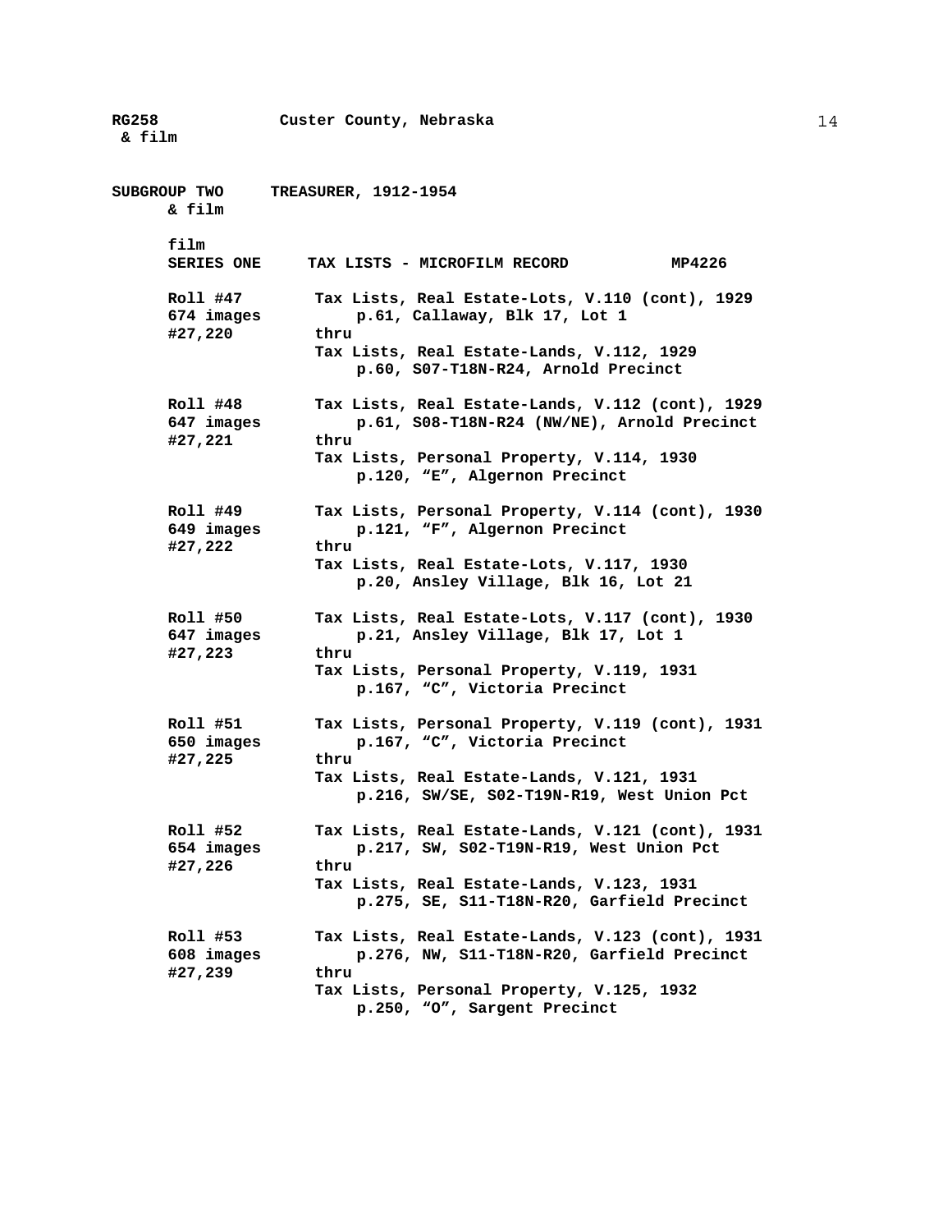**SUBGROUP TWO TREASURER, 1912-1954**
**& film**

**film**
**SERIES ONE TAX LISTS - MICROFILM RECORD MP4226**

| Roll | Contents |
|---|---|
| **Roll #47**<br>**674 images**<br>**#27,220** | **Tax Lists, Real Estate-Lots, V.110 (cont), 1929**<br>**p.61, Callaway, Blk 17, Lot 1**<br>**thru**<br>**Tax Lists, Real Estate-Lands, V.112, 1929**<br>**p.60, S07-T18N-R24, Arnold Precinct** |
| **Roll #48**<br>**647 images**<br>**#27,221** | **Tax Lists, Real Estate-Lands, V.112 (cont), 1929**<br>**p.61, S08-T18N-R24 (NW/NE), Arnold Precinct**<br>**thru**<br>**Tax Lists, Personal Property, V.114, 1930**<br>**p.120, "E", Algernon Precinct** |
| **Roll #49**<br>**649 images**<br>**#27,222** | **Tax Lists, Personal Property, V.114 (cont), 1930**<br>**p.121, "F", Algernon Precinct**<br>**thru**<br>**Tax Lists, Real Estate-Lots, V.117, 1930**<br>**p.20, Ansley Village, Blk 16, Lot 21** |
| **Roll #50**<br>**647 images**<br>**#27,223** | **Tax Lists, Real Estate-Lots, V.117 (cont), 1930**<br>**p.21, Ansley Village, Blk 17, Lot 1**<br>**thru**<br>**Tax Lists, Personal Property, V.119, 1931**<br>**p.167, "C", Victoria Precinct** |
| **Roll #51**<br>**650 images**<br>**#27,225** | **Tax Lists, Personal Property, V.119 (cont), 1931**<br>**p.167, "C", Victoria Precinct**<br>**thru**<br>**Tax Lists, Real Estate-Lands, V.121, 1931**<br>**p.216, SW/SE, S02-T19N-R19, West Union Pct** |
| **Roll #52**<br>**654 images**<br>**#27,226** | **Tax Lists, Real Estate-Lands, V.121 (cont), 1931**<br>**p.217, SW, S02-T19N-R19, West Union Pct**<br>**thru**<br>**Tax Lists, Real Estate-Lands, V.123, 1931**<br>**p.275, SE, S11-T18N-R20, Garfield Precinct** |
| **Roll #53**<br>**608 images**<br>**#27,239** | **Tax Lists, Real Estate-Lands, V.123 (cont), 1931**<br>**p.276, NW, S11-T18N-R20, Garfield Precinct**<br>**thru**<br>**Tax Lists, Personal Property, V.125, 1932**<br>**p.250, "O", Sargent Precinct** |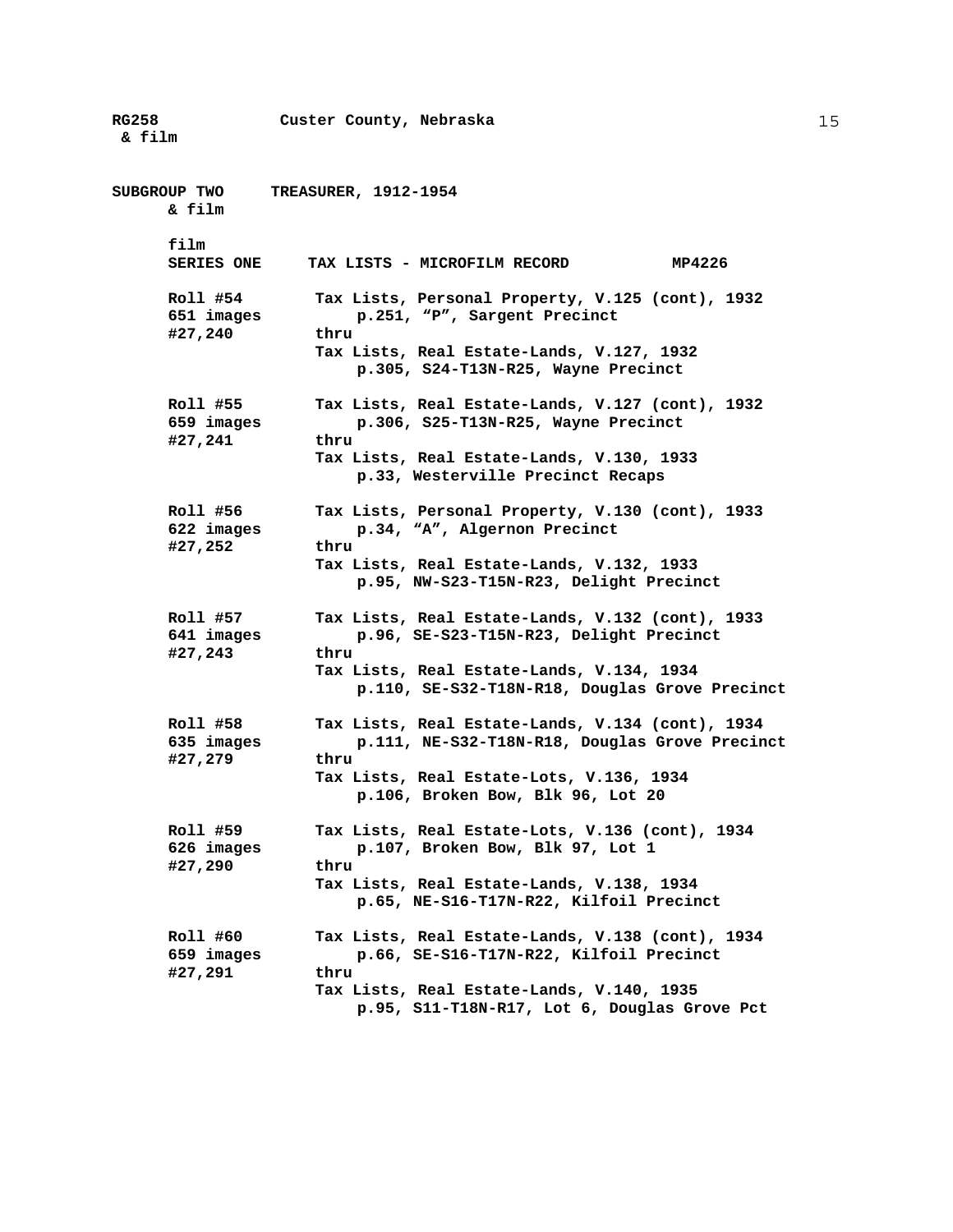**SUBGROUP TWO** **TREASURER, 1912-1954**
**& film**

**film**
**SERIES ONE** **TAX LISTS - MICROFILM RECORD** **MP4226**

| | |
|---|---|
| **Roll #54**<br>**651 images**<br>**#27,240** | **Tax Lists, Personal Property, V.125 (cont), 1932**<br>**p.251, "P", Sargent Precinct**<br>**thru**<br>**Tax Lists, Real Estate-Lands, V.127, 1932**<br>**p.305, S24-T13N-R25, Wayne Precinct** |
| **Roll #55**<br>**659 images**<br>**#27,241** | **Tax Lists, Real Estate-Lands, V.127 (cont), 1932**<br>**p.306, S25-T13N-R25, Wayne Precinct**<br>**thru**<br>**Tax Lists, Real Estate-Lands, V.130, 1933**<br>**p.33, Westerville Precinct Recaps** |
| **Roll #56**<br>**622 images**<br>**#27,252** | **Tax Lists, Personal Property, V.130 (cont), 1933**<br>**p.34, "A", Algernon Precinct**<br>**thru**<br>**Tax Lists, Real Estate-Lands, V.132, 1933**<br>**p.95, NW-S23-T15N-R23, Delight Precinct** |
| **Roll #57**<br>**641 images**<br>**#27,243** | **Tax Lists, Real Estate-Lands, V.132 (cont), 1933**<br>**p.96, SE-S23-T15N-R23, Delight Precinct**<br>**thru**<br>**Tax Lists, Real Estate-Lands, V.134, 1934**<br>**p.110, SE-S32-T18N-R18, Douglas Grove Precinct** |
| **Roll #58**<br>**635 images**<br>**#27,279** | **Tax Lists, Real Estate-Lands, V.134 (cont), 1934**<br>**p.111, NE-S32-T18N-R18, Douglas Grove Precinct**<br>**thru**<br>**Tax Lists, Real Estate-Lots, V.136, 1934**<br>**p.106, Broken Bow, Blk 96, Lot 20** |
| **Roll #59**<br>**626 images**<br>**#27,290** | **Tax Lists, Real Estate-Lots, V.136 (cont), 1934**<br>**p.107, Broken Bow, Blk 97, Lot 1**<br>**thru**<br>**Tax Lists, Real Estate-Lands, V.138, 1934**<br>**p.65, NE-S16-T17N-R22, Kilfoil Precinct** |
| **Roll #60**<br>**659 images**<br>**#27,291** | **Tax Lists, Real Estate-Lands, V.138 (cont), 1934**<br>**p.66, SE-S16-T17N-R22, Kilfoil Precinct**<br>**thru**<br>**Tax Lists, Real Estate-Lands, V.140, 1935**<br>**p.95, S11-T18N-R17, Lot 6, Douglas Grove Pct** |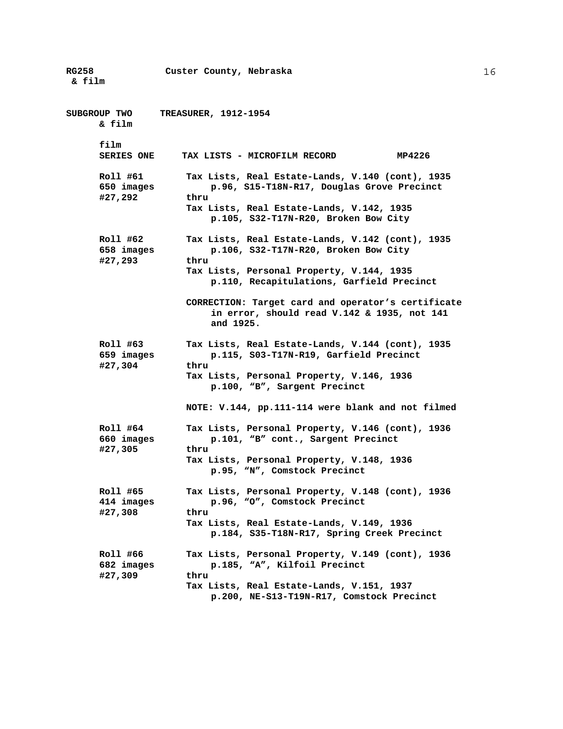**SUBGROUP TWO** **TREASURER, 1912-1954**
**& film**

**film**
**SERIES ONE** **TAX LISTS - MICROFILM RECORD** **MP4226**

**Roll #61**
**650 images**
**#27,292**

Tax Lists, Real Estate-Lands, V.140 (cont), 1935
p.96, S15-T18N-R17, Douglas Grove Precinct
thru
Tax Lists, Real Estate-Lands, V.142, 1935
p.105, S32-T17N-R20, Broken Bow City

**Roll #62**
**658 images**
**#27,293**

Tax Lists, Real Estate-Lands, V.142 (cont), 1935
p.106, S32-T17N-R20, Broken Bow City
thru
Tax Lists, Personal Property, V.144, 1935
p.110, Recapitulations, Garfield Precinct

CORRECTION: Target card and operator's certificate in error, should read V.142 & 1935, not 141 and 1925.

**Roll #63**
**659 images**
**#27,304**

Tax Lists, Real Estate-Lands, V.144 (cont), 1935
p.115, S03-T17N-R19, Garfield Precinct
thru
Tax Lists, Personal Property, V.146, 1936
p.100, "B", Sargent Precinct

NOTE: V.144, pp.111-114 were blank and not filmed

**Roll #64**
**660 images**
**#27,305**

Tax Lists, Personal Property, V.146 (cont), 1936
p.101, "B" cont., Sargent Precinct
thru
Tax Lists, Personal Property, V.148, 1936
p.95, "N", Comstock Precinct

**Roll #65**
**414 images**
**#27,308**

Tax Lists, Personal Property, V.148 (cont), 1936
p.96, "O", Comstock Precinct
thru
Tax Lists, Real Estate-Lands, V.149, 1936
p.184, S35-T18N-R17, Spring Creek Precinct

**Roll #66**
**682 images**
**#27,309**

Tax Lists, Personal Property, V.149 (cont), 1936
p.185, "A", Kilfoil Precinct
thru
Tax Lists, Real Estate-Lands, V.151, 1937
p.200, NE-S13-T19N-R17, Comstock Precinct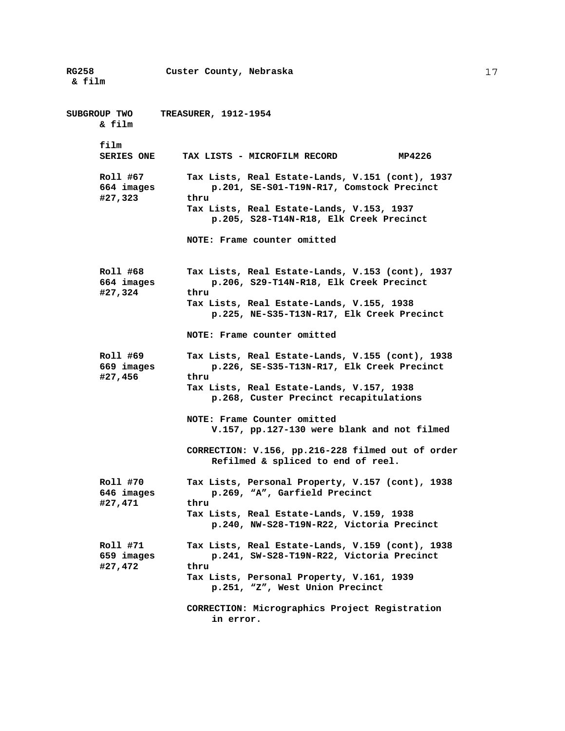**SUBGROUP TWO & film** **TREASURER, 1912-1954**

**film SERIES ONE** **TAX LISTS - MICROFILM RECORD** **MP4226**

**Roll #67**
**664 images**
**#27,323**

**Tax Lists, Real Estate-Lands, V.151 (cont), 1937 p.201, SE-S01-T19N-R17, Comstock Precinct**
**thru**
**Tax Lists, Real Estate-Lands, V.153, 1937 p.205, S28-T14N-R18, Elk Creek Precinct**

**NOTE: Frame counter omitted**

**Roll #68**
**664 images**
**#27,324**

**Tax Lists, Real Estate-Lands, V.153 (cont), 1937 p.206, S29-T14N-R18, Elk Creek Precinct**
**thru**
**Tax Lists, Real Estate-Lands, V.155, 1938 p.225, NE-S35-T13N-R17, Elk Creek Precinct**

**NOTE: Frame counter omitted**

**Roll #69**
**669 images**
**#27,456**

**Tax Lists, Real Estate-Lands, V.155 (cont), 1938 p.226, SE-S35-T13N-R17, Elk Creek Precinct**
**thru**
**Tax Lists, Real Estate-Lands, V.157, 1938 p.268, Custer Precinct recapitulations**

**NOTE: Frame Counter omitted V.157, pp.127-130 were blank and not filmed**

**CORRECTION: V.156, pp.216-228 filmed out of order Refilmed & spliced to end of reel.**

**Roll #70**
**646 images**
**#27,471**

**Tax Lists, Personal Property, V.157 (cont), 1938 p.269, "A", Garfield Precinct**
**thru**
**Tax Lists, Real Estate-Lands, V.159, 1938 p.240, NW-S28-T19N-R22, Victoria Precinct**

**Roll #71**
**659 images**
**#27,472**

**Tax Lists, Real Estate-Lands, V.159 (cont), 1938 p.241, SW-S28-T19N-R22, Victoria Precinct**
**thru**
**Tax Lists, Personal Property, V.161, 1939 p.251, "Z", West Union Precinct**

**CORRECTION: Micrographics Project Registration in error.**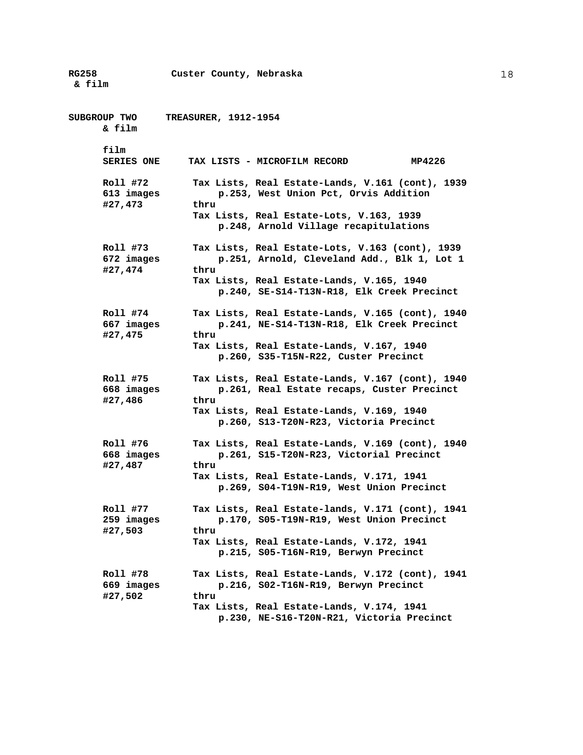**SUBGROUP TWO** **TREASURER, 1912-1954**
**& film**

**film**
**SERIES ONE** **TAX LISTS - MICROFILM RECORD** **MP4226**

| | |
|---|---|
| **Roll #72**<br>**613 images**<br>**#27,473** | **Tax Lists, Real Estate-Lands, V.161 (cont), 1939**<br>**p.253, West Union Pct, Orvis Addition**<br>**thru**<br>**Tax Lists, Real Estate-Lots, V.163, 1939**<br>**p.248, Arnold Village recapitulations** |
| **Roll #73**<br>**672 images**<br>**#27,474** | **Tax Lists, Real Estate-Lots, V.163 (cont), 1939**<br>**p.251, Arnold, Cleveland Add., Blk 1, Lot 1**<br>**thru**<br>**Tax Lists, Real Estate-Lands, V.165, 1940**<br>**p.240, SE-S14-T13N-R18, Elk Creek Precinct** |
| **Roll #74**<br>**667 images**<br>**#27,475** | **Tax Lists, Real Estate-Lands, V.165 (cont), 1940**<br>**p.241, NE-S14-T13N-R18, Elk Creek Precinct**<br>**thru**<br>**Tax Lists, Real Estate-Lands, V.167, 1940**<br>**p.260, S35-T15N-R22, Custer Precinct** |
| **Roll #75**<br>**668 images**<br>**#27,486** | **Tax Lists, Real Estate-Lands, V.167 (cont), 1940**<br>**p.261, Real Estate recaps, Custer Precinct**<br>**thru**<br>**Tax Lists, Real Estate-Lands, V.169, 1940**<br>**p.260, S13-T20N-R23, Victoria Precinct** |
| **Roll #76**<br>**668 images**<br>**#27,487** | **Tax Lists, Real Estate-Lands, V.169 (cont), 1940**<br>**p.261, S15-T20N-R23, Victorial Precinct**<br>**thru**<br>**Tax Lists, Real Estate-Lands, V.171, 1941**<br>**p.269, S04-T19N-R19, West Union Precinct** |
| **Roll #77**<br>**259 images**<br>**#27,503** | **Tax Lists, Real Estate-lands, V.171 (cont), 1941**<br>**p.170, S05-T19N-R19, West Union Precinct**<br>**thru**<br>**Tax Lists, Real Estate-Lands, V.172, 1941**<br>**p.215, S05-T16N-R19, Berwyn Precinct** |
| **Roll #78**<br>**669 images**<br>**#27,502** | **Tax Lists, Real Estate-Lands, V.172 (cont), 1941**<br>**p.216, S02-T16N-R19, Berwyn Precinct**<br>**thru**<br>**Tax Lists, Real Estate-Lands, V.174, 1941**<br>**p.230, NE-S16-T20N-R21, Victoria Precinct** |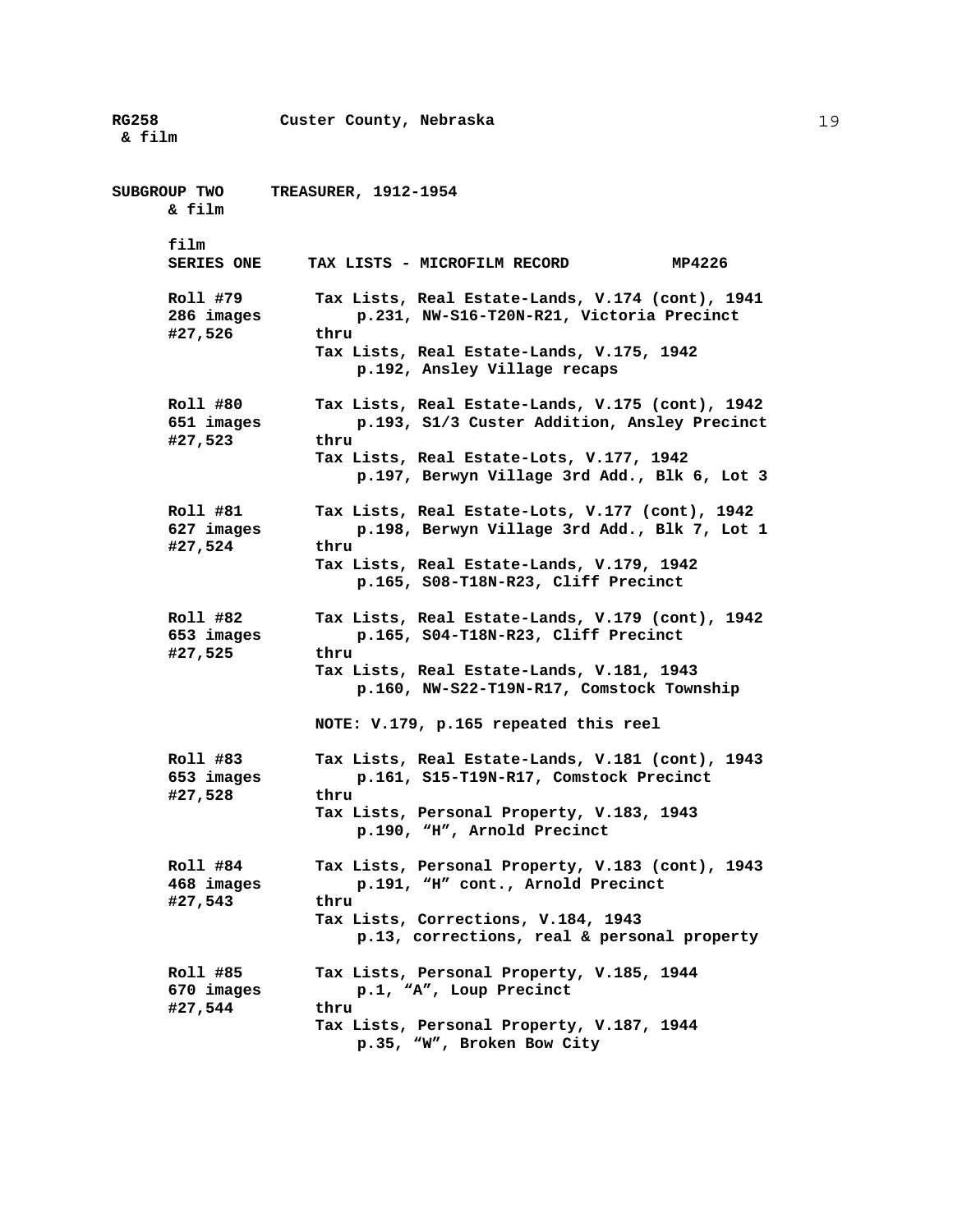**RG258** **Custer County, Nebraska**
**& film**

**SUBGROUP TWO** **TREASURER, 1912-1954**
**& film**

**film**
**SERIES ONE** **TAX LISTS - MICROFILM RECORD** **MP4226**

| | |
|---|---|
| **Roll #79**<br>**286 images**<br>**#27,526** | **Tax Lists, Real Estate-Lands, V.174 (cont), 1941**<br>**p.231, NW-S16-T20N-R21, Victoria Precinct**<br>**thru**<br>**Tax Lists, Real Estate-Lands, V.175, 1942**<br>**p.192, Ansley Village recaps** |
| **Roll #80**<br>**651 images**<br>**#27,523** | **Tax Lists, Real Estate-Lands, V.175 (cont), 1942**<br>**p.193, S1/3 Custer Addition, Ansley Precinct**<br>**thru**<br>**Tax Lists, Real Estate-Lots, V.177, 1942**<br>**p.197, Berwyn Village 3rd Add., Blk 6, Lot 3** |
| **Roll #81**<br>**627 images**<br>**#27,524** | **Tax Lists, Real Estate-Lots, V.177 (cont), 1942**<br>**p.198, Berwyn Village 3rd Add., Blk 7, Lot 1**<br>**thru**<br>**Tax Lists, Real Estate-Lands, V.179, 1942**<br>**p.165, S08-T18N-R23, Cliff Precinct** |
| **Roll #82**<br>**653 images**<br>**#27,525** | **Tax Lists, Real Estate-Lands, V.179 (cont), 1942**<br>**p.165, S04-T18N-R23, Cliff Precinct**<br>**thru**<br>**Tax Lists, Real Estate-Lands, V.181, 1943**<br>**p.160, NW-S22-T19N-R17, Comstock Township**<br><br>**NOTE: V.179, p.165 repeated this reel** |
| **Roll #83**<br>**653 images**<br>**#27,528** | **Tax Lists, Real Estate-Lands, V.181 (cont), 1943**<br>**p.161, S15-T19N-R17, Comstock Precinct**<br>**thru**<br>**Tax Lists, Personal Property, V.183, 1943**<br>**p.190, "H", Arnold Precinct** |
| **Roll #84**<br>**468 images**<br>**#27,543** | **Tax Lists, Personal Property, V.183 (cont), 1943**<br>**p.191, "H" cont., Arnold Precinct**<br>**thru**<br>**Tax Lists, Corrections, V.184, 1943**<br>**p.13, corrections, real & personal property** |
| **Roll #85**<br>**670 images**<br>**#27,544** | **Tax Lists, Personal Property, V.185, 1944**<br>**p.1, "A", Loup Precinct**<br>**thru**<br>**Tax Lists, Personal Property, V.187, 1944**<br>**p.35, "W", Broken Bow City** |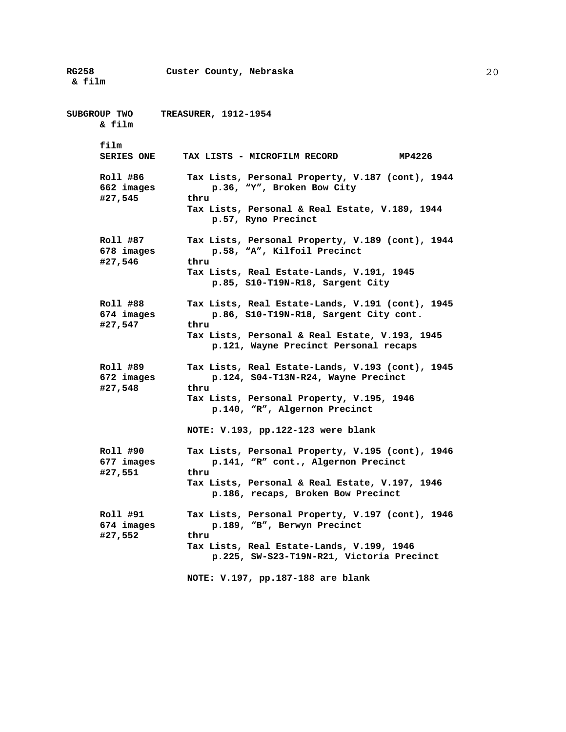## SUBGROUP TWO & film — TREASURER, 1912-1954

### film SERIES ONE — TAX LISTS - MICROFILM RECORD — MP4226

**Roll #86**
**662 images**
**#27,545**

Tax Lists, Personal Property, V.187 (cont), 1944
p.36, "Y", Broken Bow City
thru
Tax Lists, Personal & Real Estate, V.189, 1944
p.57, Ryno Precinct

**Roll #87**
**678 images**
**#27,546**

Tax Lists, Personal Property, V.189 (cont), 1944
p.58, "A", Kilfoil Precinct
thru
Tax Lists, Real Estate-Lands, V.191, 1945
p.85, S10-T19N-R18, Sargent City

**Roll #88**
**674 images**
**#27,547**

Tax Lists, Real Estate-Lands, V.191 (cont), 1945
p.86, S10-T19N-R18, Sargent City cont.
thru
Tax Lists, Personal & Real Estate, V.193, 1945
p.121, Wayne Precinct Personal recaps

**Roll #89**
**672 images**
**#27,548**

Tax Lists, Real Estate-Lands, V.193 (cont), 1945
p.124, S04-T13N-R24, Wayne Precinct
thru
Tax Lists, Personal Property, V.195, 1946
p.140, "R", Algernon Precinct

NOTE: V.193, pp.122-123 were blank

**Roll #90**
**677 images**
**#27,551**

Tax Lists, Personal Property, V.195 (cont), 1946
p.141, "R" cont., Algernon Precinct
thru
Tax Lists, Personal & Real Estate, V.197, 1946
p.186, recaps, Broken Bow Precinct

**Roll #91**
**674 images**
**#27,552**

Tax Lists, Personal Property, V.197 (cont), 1946
p.189, "B", Berwyn Precinct
thru
Tax Lists, Real Estate-Lands, V.199, 1946
p.225, SW-S23-T19N-R21, Victoria Precinct

NOTE: V.197, pp.187-188 are blank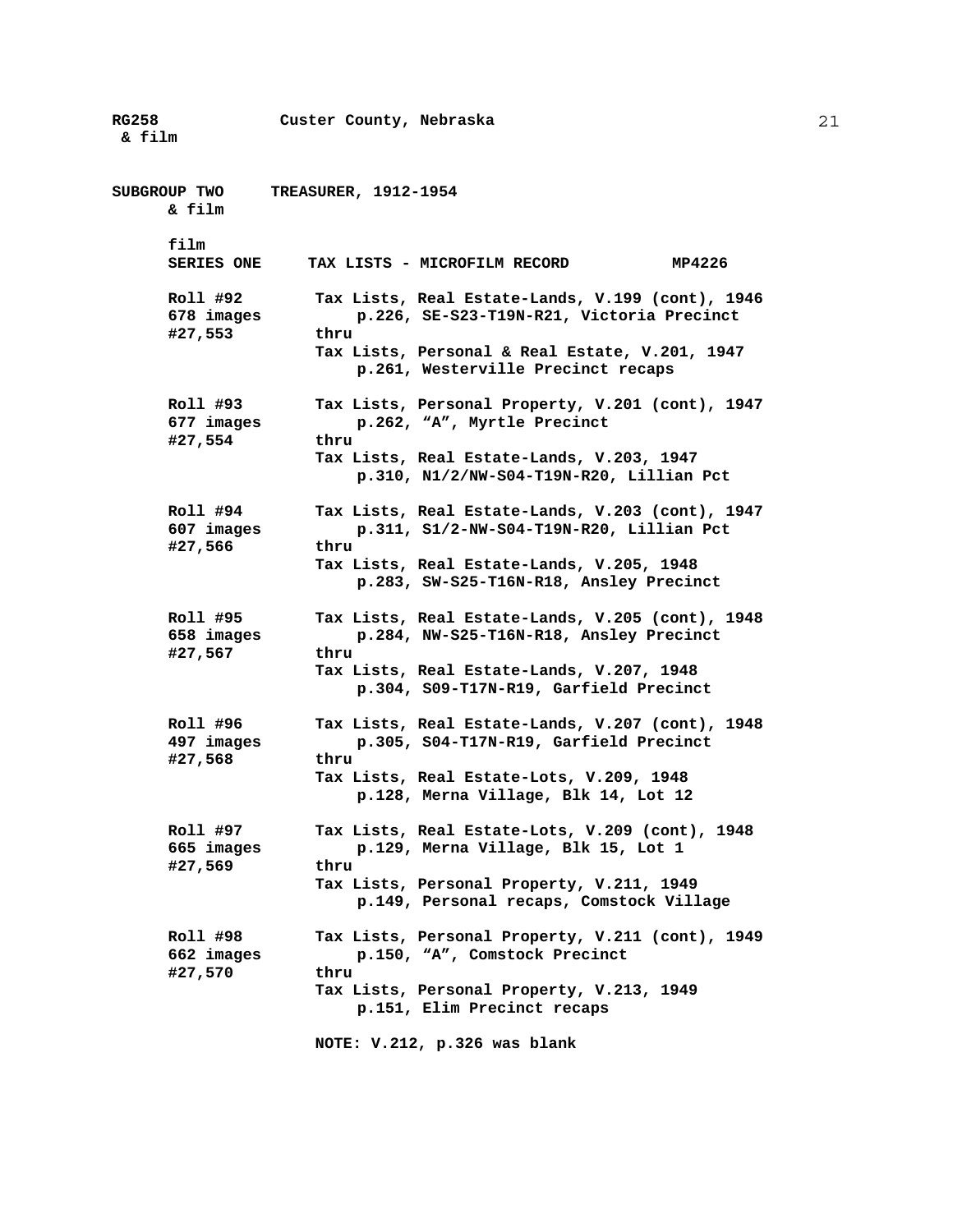**SUBGROUP TWO** **TREASURER, 1912-1954**
**& film**

**film**
**SERIES ONE** **TAX LISTS - MICROFILM RECORD** **MP4226**

| | |
|---|---|
| **Roll #92**<br>**678 images**<br>**#27,553** | **Tax Lists, Real Estate-Lands, V.199 (cont), 1946**<br>**p.226, SE-S23-T19N-R21, Victoria Precinct**<br>**thru**<br>**Tax Lists, Personal & Real Estate, V.201, 1947**<br>**p.261, Westerville Precinct recaps** |
| **Roll #93**<br>**677 images**<br>**#27,554** | **Tax Lists, Personal Property, V.201 (cont), 1947**<br>**p.262, "A", Myrtle Precinct**<br>**thru**<br>**Tax Lists, Real Estate-Lands, V.203, 1947**<br>**p.310, N1/2/NW-S04-T19N-R20, Lillian Pct** |
| **Roll #94**<br>**607 images**<br>**#27,566** | **Tax Lists, Real Estate-Lands, V.203 (cont), 1947**<br>**p.311, S1/2-NW-S04-T19N-R20, Lillian Pct**<br>**thru**<br>**Tax Lists, Real Estate-Lands, V.205, 1948**<br>**p.283, SW-S25-T16N-R18, Ansley Precinct** |
| **Roll #95**<br>**658 images**<br>**#27,567** | **Tax Lists, Real Estate-Lands, V.205 (cont), 1948**<br>**p.284, NW-S25-T16N-R18, Ansley Precinct**<br>**thru**<br>**Tax Lists, Real Estate-Lands, V.207, 1948**<br>**p.304, S09-T17N-R19, Garfield Precinct** |
| **Roll #96**<br>**497 images**<br>**#27,568** | **Tax Lists, Real Estate-Lands, V.207 (cont), 1948**<br>**p.305, S04-T17N-R19, Garfield Precinct**<br>**thru**<br>**Tax Lists, Real Estate-Lots, V.209, 1948**<br>**p.128, Merna Village, Blk 14, Lot 12** |
| **Roll #97**<br>**665 images**<br>**#27,569** | **Tax Lists, Real Estate-Lots, V.209 (cont), 1948**<br>**p.129, Merna Village, Blk 15, Lot 1**<br>**thru**<br>**Tax Lists, Personal Property, V.211, 1949**<br>**p.149, Personal recaps, Comstock Village** |
| **Roll #98**<br>**662 images**<br>**#27,570** | **Tax Lists, Personal Property, V.211 (cont), 1949**<br>**p.150, "A", Comstock Precinct**<br>**thru**<br>**Tax Lists, Personal Property, V.213, 1949**<br>**p.151, Elim Precinct recaps**<br><br>**NOTE: V.212, p.326 was blank** |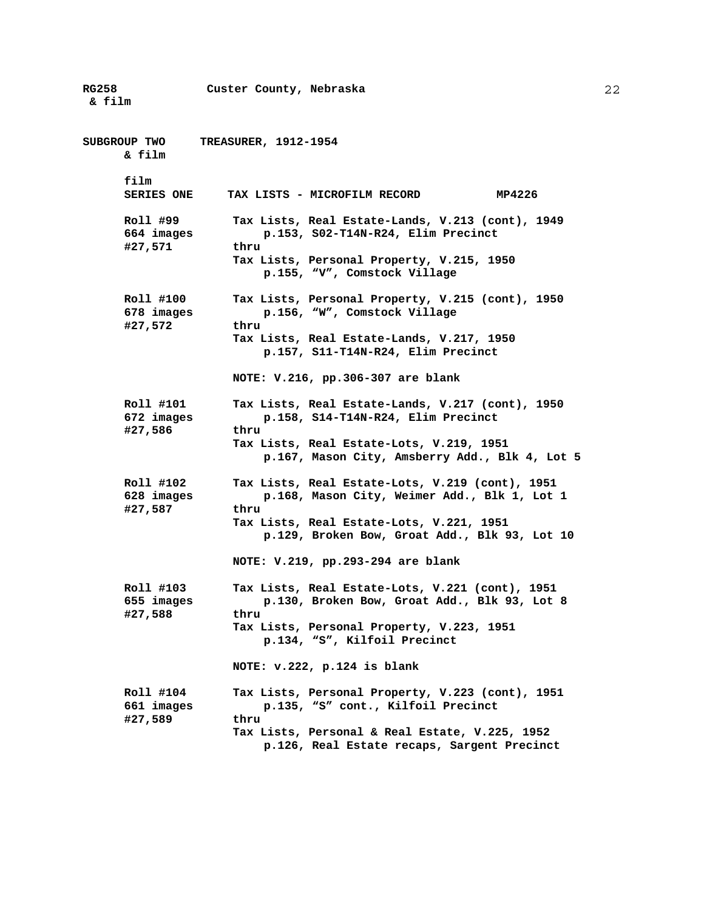**SUBGROUP TWO TREASURER, 1912-1954**
**& film**

**film**
**SERIES ONE TAX LISTS - MICROFILM RECORD MP4226**

**Roll #99**
**664 images**
**#27,571**

**Tax Lists, Real Estate-Lands, V.213 (cont), 1949**
**p.153, S02-T14N-R24, Elim Precinct**
**thru**
**Tax Lists, Personal Property, V.215, 1950**
**p.155, "V", Comstock Village**

**Roll #100**
**678 images**
**#27,572**

**Tax Lists, Personal Property, V.215 (cont), 1950**
**p.156, "W", Comstock Village**
**thru**
**Tax Lists, Real Estate-Lands, V.217, 1950**
**p.157, S11-T14N-R24, Elim Precinct**

**NOTE: V.216, pp.306-307 are blank**

**Roll #101**
**672 images**
**#27,586**

**Tax Lists, Real Estate-Lands, V.217 (cont), 1950**
**p.158, S14-T14N-R24, Elim Precinct**
**thru**
**Tax Lists, Real Estate-Lots, V.219, 1951**
**p.167, Mason City, Amsberry Add., Blk 4, Lot 5**

**Roll #102**
**628 images**
**#27,587**

**Tax Lists, Real Estate-Lots, V.219 (cont), 1951**
**p.168, Mason City, Weimer Add., Blk 1, Lot 1**
**thru**
**Tax Lists, Real Estate-Lots, V.221, 1951**
**p.129, Broken Bow, Groat Add., Blk 93, Lot 10**

**NOTE: V.219, pp.293-294 are blank**

**Roll #103**
**655 images**
**#27,588**

**Tax Lists, Real Estate-Lots, V.221 (cont), 1951**
**p.130, Broken Bow, Groat Add., Blk 93, Lot 8**
**thru**
**Tax Lists, Personal Property, V.223, 1951**
**p.134, "S", Kilfoil Precinct**

**NOTE: v.222, p.124 is blank**

**Roll #104**
**661 images**
**#27,589**

**Tax Lists, Personal Property, V.223 (cont), 1951**
**p.135, "S" cont., Kilfoil Precinct**
**thru**
**Tax Lists, Personal & Real Estate, V.225, 1952**
**p.126, Real Estate recaps, Sargent Precinct**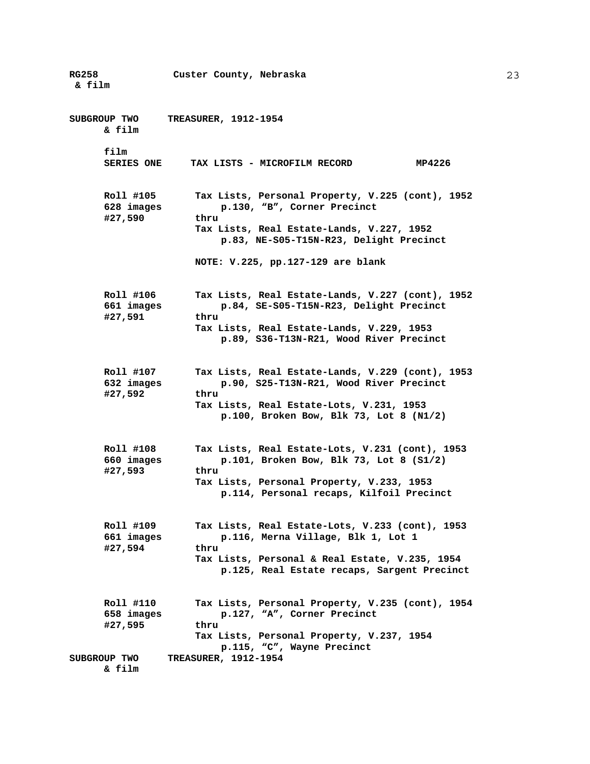**SUBGROUP TWO & film** **TREASURER, 1912-1954**

film
**SERIES ONE** **TAX LISTS - MICROFILM RECORD** **MP4226**

**Roll #105**
**628 images**
**#27,590**

**Tax Lists, Personal Property, V.225 (cont), 1952**
**p.130, "B", Corner Precinct**
**thru**
**Tax Lists, Real Estate-Lands, V.227, 1952**
**p.83, NE-S05-T15N-R23, Delight Precinct**

**NOTE: V.225, pp.127-129 are blank**

**Roll #106**
**661 images**
**#27,591**

**Tax Lists, Real Estate-Lands, V.227 (cont), 1952**
**p.84, SE-S05-T15N-R23, Delight Precinct**
**thru**
**Tax Lists, Real Estate-Lands, V.229, 1953**
**p.89, S36-T13N-R21, Wood River Precinct**

**Roll #107**
**632 images**
**#27,592**

**Tax Lists, Real Estate-Lands, V.229 (cont), 1953**
**p.90, S25-T13N-R21, Wood River Precinct**
**thru**
**Tax Lists, Real Estate-Lots, V.231, 1953**
**p.100, Broken Bow, Blk 73, Lot 8 (N1/2)**

**Roll #108**
**660 images**
**#27,593**

**Tax Lists, Real Estate-Lots, V.231 (cont), 1953**
**p.101, Broken Bow, Blk 73, Lot 8 (S1/2)**
**thru**
**Tax Lists, Personal Property, V.233, 1953**
**p.114, Personal recaps, Kilfoil Precinct**

**Roll #109**
**661 images**
**#27,594**

**Tax Lists, Real Estate-Lots, V.233 (cont), 1953**
**p.116, Merna Village, Blk 1, Lot 1**
**thru**
**Tax Lists, Personal & Real Estate, V.235, 1954**
**p.125, Real Estate recaps, Sargent Precinct**

**Roll #110**
**658 images**
**#27,595**

**Tax Lists, Personal Property, V.235 (cont), 1954**
**p.127, "A", Corner Precinct**
**thru**
**Tax Lists, Personal Property, V.237, 1954**
**p.115, "C", Wayne Precinct**

**SUBGROUP TWO & film** **TREASURER, 1912-1954**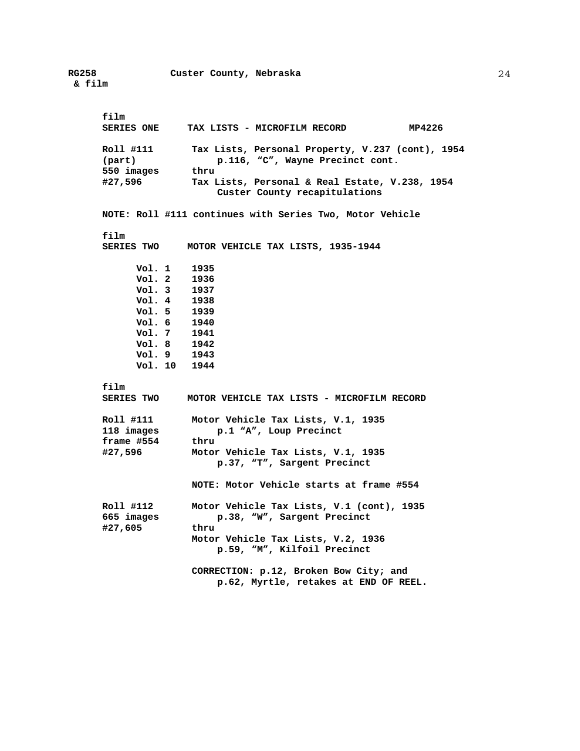**film**
**SERIES ONE     TAX LISTS - MICROFILM RECORD     MP4226**

| | |
|---|---|
| **Roll #111** | **Tax Lists, Personal Property, V.237 (cont), 1954** |
| **(part)** | **p.116, “C”, Wayne Precinct cont.** |
| **550 images** | **thru** |
| **#27,596** | **Tax Lists, Personal & Real Estate, V.238, 1954** |
| | **Custer County recapitulations** |

**NOTE: Roll #111 continues with Series Two, Motor Vehicle**

**film**
**SERIES TWO     MOTOR VEHICLE TAX LISTS, 1935-1944**

| | |
|---|---|
| **Vol. 1** | **1935** |
| **Vol. 2** | **1936** |
| **Vol. 3** | **1937** |
| **Vol. 4** | **1938** |
| **Vol. 5** | **1939** |
| **Vol. 6** | **1940** |
| **Vol. 7** | **1941** |
| **Vol. 8** | **1942** |
| **Vol. 9** | **1943** |
| **Vol. 10** | **1944** |

**film**
**SERIES TWO     MOTOR VEHICLE TAX LISTS - MICROFILM RECORD**

| | |
|---|---|
| **Roll #111** | **Motor Vehicle Tax Lists, V.1, 1935** |
| **118 images** | **p.1 “A”, Loup Precinct** |
| **frame #554** | **thru** |
| **#27,596** | **Motor Vehicle Tax Lists, V.1, 1935** |
| | **p.37, “T”, Sargent Precinct** |
| | **NOTE: Motor Vehicle starts at frame #554** |
| **Roll #112** | **Motor Vehicle Tax Lists, V.1 (cont), 1935** |
| **665 images** | **p.38, “W”, Sargent Precinct** |
| **#27,605** | **thru** |
| | **Motor Vehicle Tax Lists, V.2, 1936** |
| | **p.59, “M”, Kilfoil Precinct** |
| | **CORRECTION: p.12, Broken Bow City; and p.62, Myrtle, retakes at END OF REEL.** |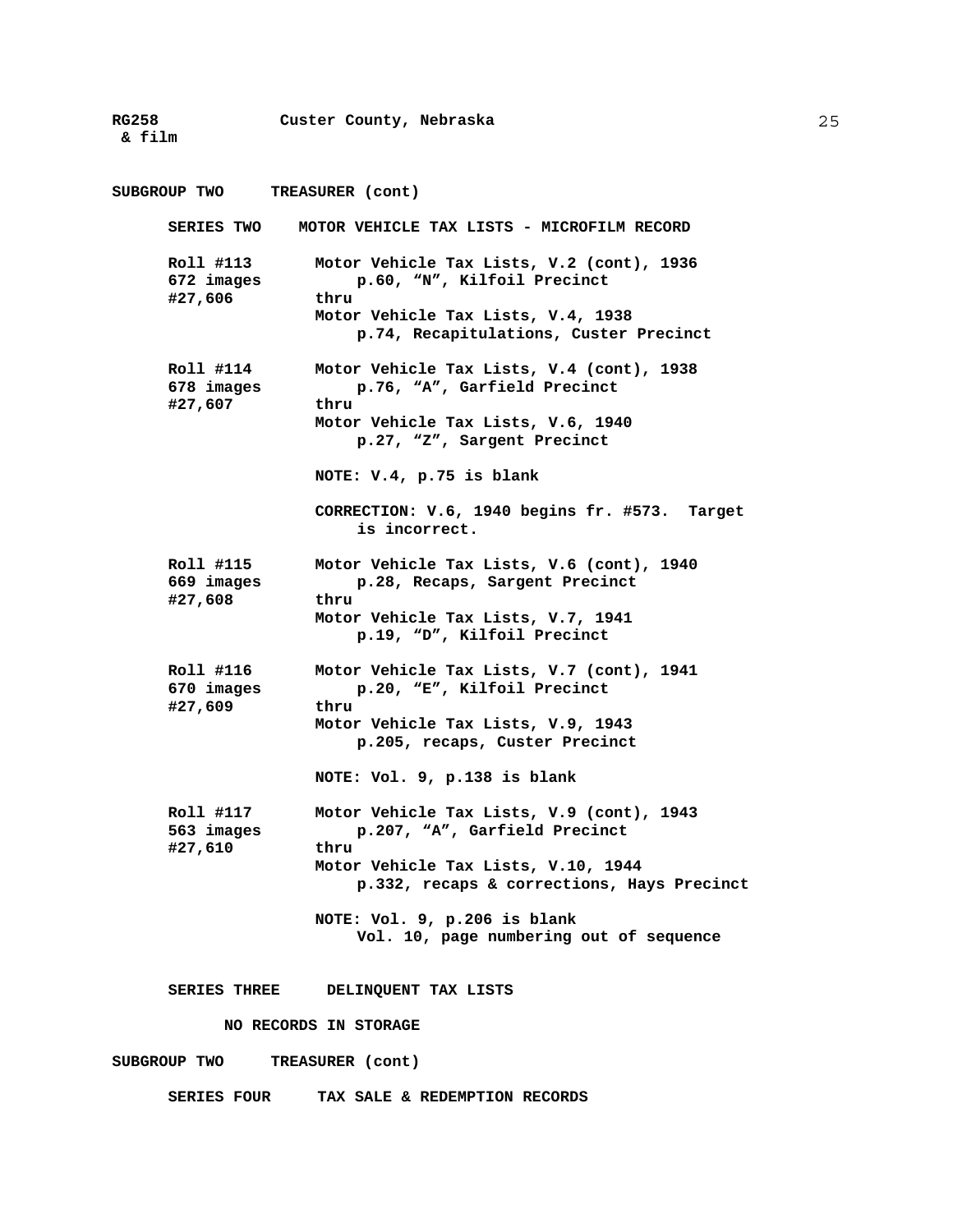**SUBGROUP TWO TREASURER (cont)**

**SERIES TWO MOTOR VEHICLE TAX LISTS - MICROFILM RECORD**

| | |
|---|---|
| **Roll #113**<br>**672 images**<br>**#27,606** | **Motor Vehicle Tax Lists, V.2 (cont), 1936**<br>**p.60, "N", Kilfoil Precinct**<br>**thru**<br>**Motor Vehicle Tax Lists, V.4, 1938**<br>**p.74, Recapitulations, Custer Precinct** |
| **Roll #114**<br>**678 images**<br>**#27,607** | **Motor Vehicle Tax Lists, V.4 (cont), 1938**<br>**p.76, "A", Garfield Precinct**<br>**thru**<br>**Motor Vehicle Tax Lists, V.6, 1940**<br>**p.27, "Z", Sargent Precinct**<br><br>**NOTE: V.4, p.75 is blank**<br><br>**CORRECTION: V.6, 1940 begins fr. #573. Target is incorrect.** |
| **Roll #115**<br>**669 images**<br>**#27,608** | **Motor Vehicle Tax Lists, V.6 (cont), 1940**<br>**p.28, Recaps, Sargent Precinct**<br>**thru**<br>**Motor Vehicle Tax Lists, V.7, 1941**<br>**p.19, "D", Kilfoil Precinct** |
| **Roll #116**<br>**670 images**<br>**#27,609** | **Motor Vehicle Tax Lists, V.7 (cont), 1941**<br>**p.20, "E", Kilfoil Precinct**<br>**thru**<br>**Motor Vehicle Tax Lists, V.9, 1943**<br>**p.205, recaps, Custer Precinct**<br><br>**NOTE: Vol. 9, p.138 is blank** |
| **Roll #117**<br>**563 images**<br>**#27,610** | **Motor Vehicle Tax Lists, V.9 (cont), 1943**<br>**p.207, "A", Garfield Precinct**<br>**thru**<br>**Motor Vehicle Tax Lists, V.10, 1944**<br>**p.332, recaps & corrections, Hays Precinct**<br><br>**NOTE: Vol. 9, p.206 is blank**<br>**Vol. 10, page numbering out of sequence** |

**SERIES THREE DELINQUENT TAX LISTS**

**NO RECORDS IN STORAGE**

**SUBGROUP TWO TREASURER (cont)**

**SERIES FOUR TAX SALE & REDEMPTION RECORDS**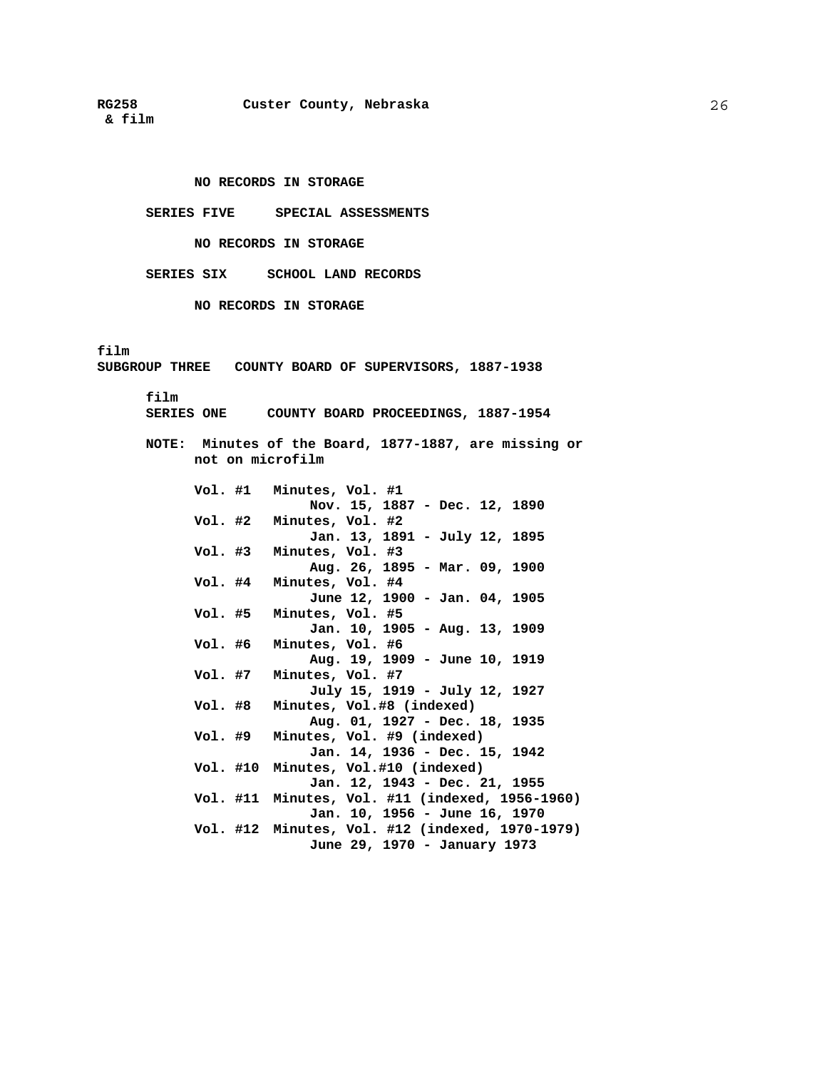**NO RECORDS IN STORAGE**

**SERIES FIVE SPECIAL ASSESSMENTS**

**NO RECORDS IN STORAGE**

**SERIES SIX SCHOOL LAND RECORDS**

**NO RECORDS IN STORAGE**

**film**

**SUBGROUP THREE COUNTY BOARD OF SUPERVISORS, 1887-1938**

**film**

**SERIES ONE COUNTY BOARD PROCEEDINGS, 1887-1954**

**NOTE: Minutes of the Board, 1877-1887, are missing or not on microfilm**

**Vol. #1 Minutes, Vol. #1**
**Nov. 15, 1887 - Dec. 12, 1890**

**Vol. #2 Minutes, Vol. #2**
**Jan. 13, 1891 - July 12, 1895**

**Vol. #3 Minutes, Vol. #3**
**Aug. 26, 1895 - Mar. 09, 1900**

**Vol. #4 Minutes, Vol. #4**
**June 12, 1900 - Jan. 04, 1905**

**Vol. #5 Minutes, Vol. #5**
**Jan. 10, 1905 - Aug. 13, 1909**

**Vol. #6 Minutes, Vol. #6**
**Aug. 19, 1909 - June 10, 1919**

**Vol. #7 Minutes, Vol. #7**
**July 15, 1919 - July 12, 1927**

**Vol. #8 Minutes, Vol.#8 (indexed)**
**Aug. 01, 1927 - Dec. 18, 1935**

**Vol. #9 Minutes, Vol. #9 (indexed)**
**Jan. 14, 1936 - Dec. 15, 1942**

**Vol. #10 Minutes, Vol.#10 (indexed)**
**Jan. 12, 1943 - Dec. 21, 1955**

**Vol. #11 Minutes, Vol. #11 (indexed, 1956-1960)**
**Jan. 10, 1956 - June 16, 1970**

**Vol. #12 Minutes, Vol. #12 (indexed, 1970-1979)**
**June 29, 1970 - January 1973**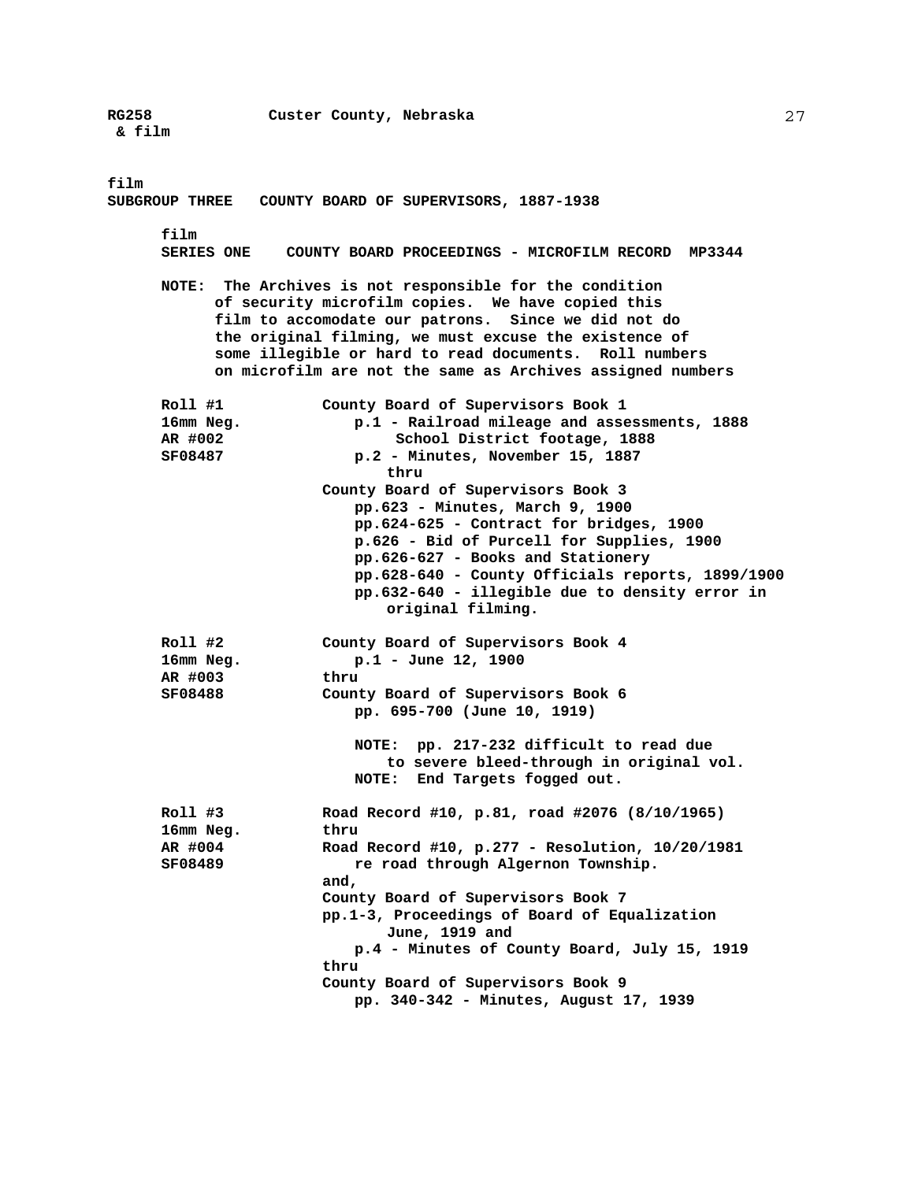**RG258** **Custer County, Nebraska**
**& film**

**film**
## SUBGROUP THREE COUNTY BOARD OF SUPERVISORS, 1887-1938

**film**
### SERIES ONE COUNTY BOARD PROCEEDINGS - MICROFILM RECORD MP3344

**NOTE: The Archives is not responsible for the condition of security microfilm copies. We have copied this film to accomodate our patrons. Since we did not do the original filming, we must excuse the existence of some illegible or hard to read documents. Roll numbers on microfilm are not the same as Archives assigned numbers**

| | |
|---|---|
| **Roll #1**<br>**16mm Neg.**<br>**AR #002**<br>**SF08487** | **County Board of Supervisors Book 1**<br>**p.1 - Railroad mileage and assessments, 1888**<br>**School District footage, 1888**<br>**p.2 - Minutes, November 15, 1887**<br>**thru**<br>**County Board of Supervisors Book 3**<br>**pp.623 - Minutes, March 9, 1900**<br>**pp.624-625 - Contract for bridges, 1900**<br>**p.626 - Bid of Purcell for Supplies, 1900**<br>**pp.626-627 - Books and Stationery**<br>**pp.628-640 - County Officials reports, 1899/1900**<br>**pp.632-640 - illegible due to density error in original filming.** |
| **Roll #2**<br>**16mm Neg.**<br>**AR #003**<br>**SF08488** | **County Board of Supervisors Book 4**<br>**p.1 - June 12, 1900**<br>**thru**<br>**County Board of Supervisors Book 6**<br>**pp. 695-700 (June 10, 1919)**<br><br>**NOTE: pp. 217-232 difficult to read due to severe bleed-through in original vol.**<br>**NOTE: End Targets fogged out.** |
| **Roll #3**<br>**16mm Neg.**<br>**AR #004**<br>**SF08489** | **Road Record #10, p.81, road #2076 (8/10/1965)**<br>**thru**<br>**Road Record #10, p.277 - Resolution, 10/20/1981 re road through Algernon Township.**<br>**and,**<br>**County Board of Supervisors Book 7**<br>**pp.1-3, Proceedings of Board of Equalization June, 1919 and**<br>**p.4 - Minutes of County Board, July 15, 1919**<br>**thru**<br>**County Board of Supervisors Book 9**<br>**pp. 340-342 - Minutes, August 17, 1939** |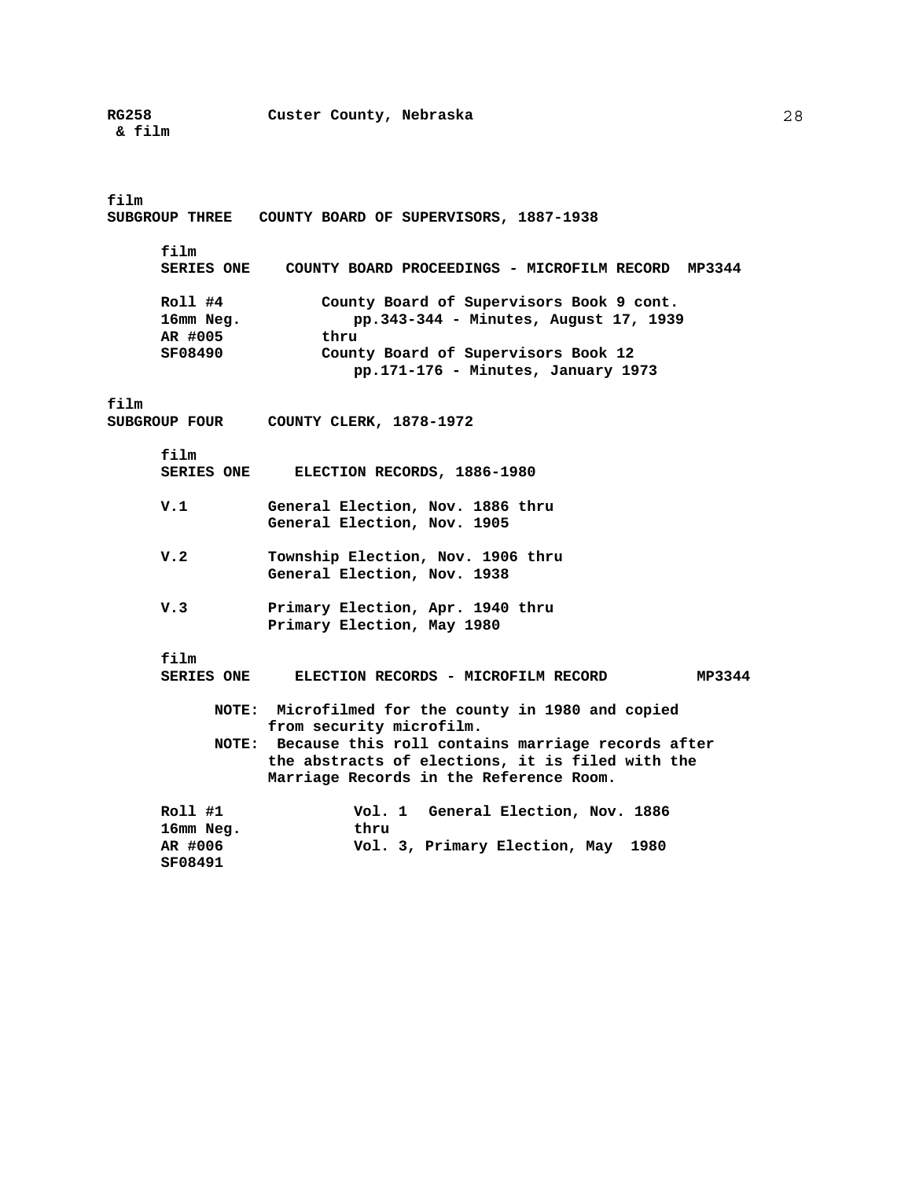**film**
**SUBGROUP THREE COUNTY BOARD OF SUPERVISORS, 1887-1938**

**film**
**SERIES ONE COUNTY BOARD PROCEEDINGS - MICROFILM RECORD MP3344**

**Roll #4** **County Board of Supervisors Book 9 cont.**
**16mm Neg.** **pp.343-344 - Minutes, August 17, 1939**
**AR #005** **thru**
**SF08490** **County Board of Supervisors Book 12**
**pp.171-176 - Minutes, January 1973**

**film**
**SUBGROUP FOUR COUNTY CLERK, 1878-1972**

**film**
**SERIES ONE ELECTION RECORDS, 1886-1980**

**V.1** **General Election, Nov. 1886 thru**
**General Election, Nov. 1905**

**V.2** **Township Election, Nov. 1906 thru**
**General Election, Nov. 1938**

**V.3** **Primary Election, Apr. 1940 thru**
**Primary Election, May 1980**

**film**
**SERIES ONE ELECTION RECORDS - MICROFILM RECORD MP3344**

**NOTE: Microfilmed for the county in 1980 and copied from security microfilm.**
**NOTE: Because this roll contains marriage records after the abstracts of elections, it is filed with the Marriage Records in the Reference Room.**

**Roll #1** **Vol. 1 General Election, Nov. 1886**
**16mm Neg.** **thru**
**AR #006** **Vol. 3, Primary Election, May 1980**
**SF08491**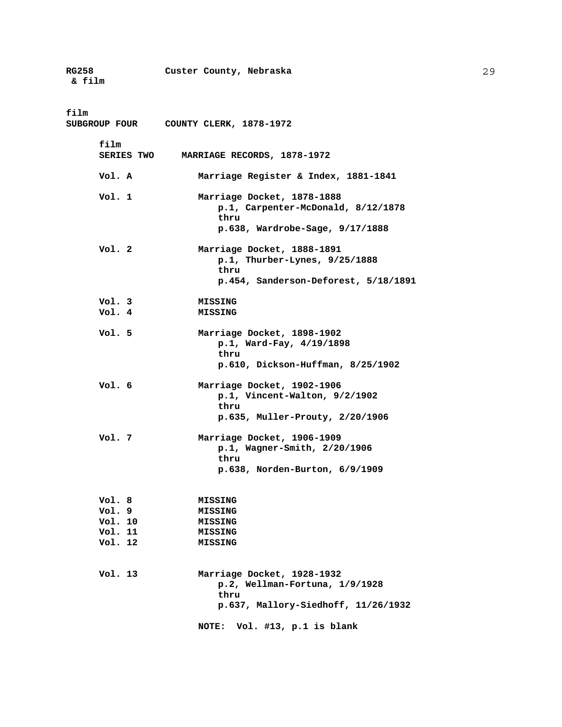**RG258 & film** **Custer County, Nebraska**

film
**SUBGROUP FOUR COUNTY CLERK, 1878-1972**

film
**SERIES TWO MARRIAGE RECORDS, 1878-1972**

**Vol. A** Marriage Register & Index, 1881-1841

**Vol. 1** Marriage Docket, 1878-1888
p.1, Carpenter-McDonald, 8/12/1878
thru
p.638, Wardrobe-Sage, 9/17/1888

**Vol. 2** Marriage Docket, 1888-1891
p.1, Thurber-Lynes, 9/25/1888
thru
p.454, Sanderson-Deforest, 5/18/1891

**Vol. 3** MISSING
**Vol. 4** MISSING

**Vol. 5** Marriage Docket, 1898-1902
p.1, Ward-Fay, 4/19/1898
thru
p.610, Dickson-Huffman, 8/25/1902

**Vol. 6** Marriage Docket, 1902-1906
p.1, Vincent-Walton, 9/2/1902
thru
p.635, Muller-Prouty, 2/20/1906

**Vol. 7** Marriage Docket, 1906-1909
p.1, Wagner-Smith, 2/20/1906
thru
p.638, Norden-Burton, 6/9/1909

**Vol. 8** MISSING
**Vol. 9** MISSING
**Vol. 10** MISSING
**Vol. 11** MISSING
**Vol. 12** MISSING

**Vol. 13** Marriage Docket, 1928-1932
p.2, Wellman-Fortuna, 1/9/1928
thru
p.637, Mallory-Siedhoff, 11/26/1932

NOTE: Vol. #13, p.1 is blank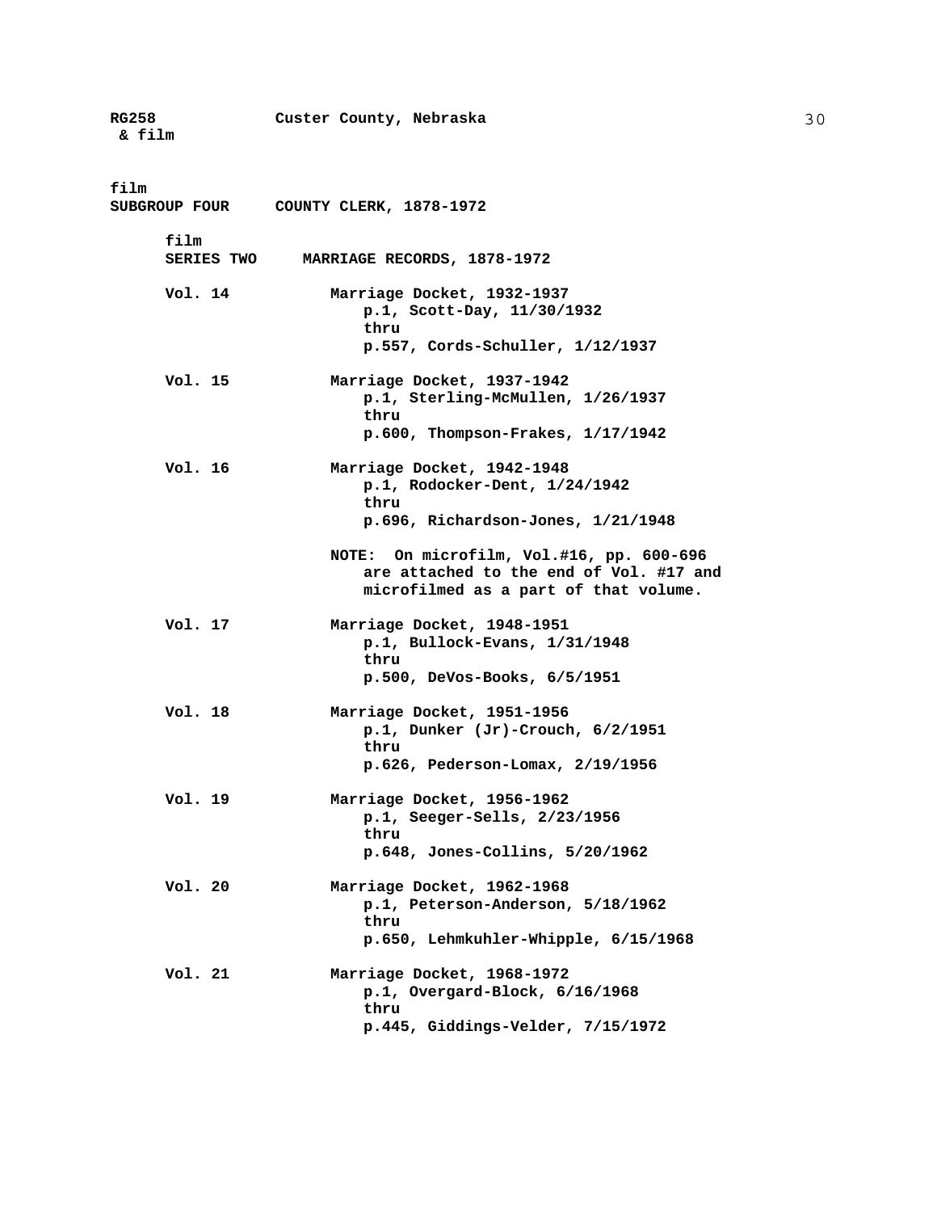film
**SUBGROUP FOUR COUNTY CLERK, 1878-1972**

film
**SERIES TWO MARRIAGE RECORDS, 1878-1972**

**Vol. 14** **Marriage Docket, 1932-1937**
**p.1, Scott-Day, 11/30/1932**
**thru**
**p.557, Cords-Schuller, 1/12/1937**

**Vol. 15** **Marriage Docket, 1937-1942**
**p.1, Sterling-McMullen, 1/26/1937**
**thru**
**p.600, Thompson-Frakes, 1/17/1942**

**Vol. 16** **Marriage Docket, 1942-1948**
**p.1, Rodocker-Dent, 1/24/1942**
**thru**
**p.696, Richardson-Jones, 1/21/1948**

**NOTE: On microfilm, Vol.#16, pp. 600-696 are attached to the end of Vol. #17 and microfilmed as a part of that volume.**

**Vol. 17** **Marriage Docket, 1948-1951**
**p.1, Bullock-Evans, 1/31/1948**
**thru**
**p.500, DeVos-Books, 6/5/1951**

**Vol. 18** **Marriage Docket, 1951-1956**
**p.1, Dunker (Jr)-Crouch, 6/2/1951**
**thru**
**p.626, Pederson-Lomax, 2/19/1956**

**Vol. 19** **Marriage Docket, 1956-1962**
**p.1, Seeger-Sells, 2/23/1956**
**thru**
**p.648, Jones-Collins, 5/20/1962**

**Vol. 20** **Marriage Docket, 1962-1968**
**p.1, Peterson-Anderson, 5/18/1962**
**thru**
**p.650, Lehmkuhler-Whipple, 6/15/1968**

**Vol. 21** **Marriage Docket, 1968-1972**
**p.1, Overgard-Block, 6/16/1968**
**thru**
**p.445, Giddings-Velder, 7/15/1972**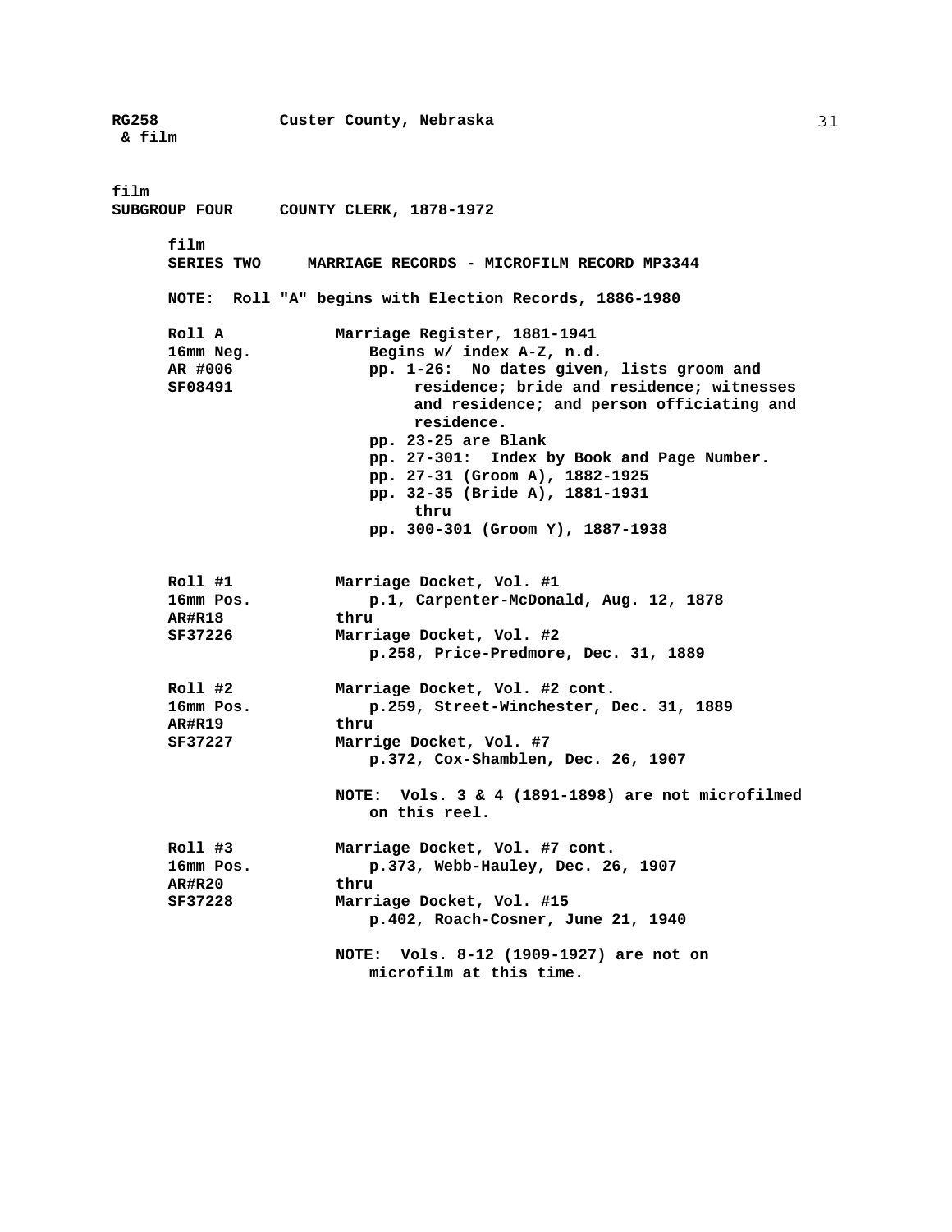**RG258 & film** — **Custer County, Nebraska**

film

## SUBGROUP FOUR COUNTY CLERK, 1878-1972

film

### SERIES TWO MARRIAGE RECORDS - MICROFILM RECORD MP3344

**NOTE: Roll "A" begins with Election Records, 1886-1980**

**Roll A**
**16mm Neg.**
**AR #006**
**SF08491**

**Marriage Register, 1881-1941**

- Begins w/ index A-Z, n.d.
- pp. 1-26: No dates given, lists groom and residence; bride and residence; witnesses and residence; and person officiating and residence.
- pp. 23-25 are Blank
- pp. 27-301: Index by Book and Page Number.
- pp. 27-31 (Groom A), 1882-1925
- pp. 32-35 (Bride A), 1881-1931
  thru
- pp. 300-301 (Groom Y), 1887-1938

**Roll #1**
**16mm Pos.**
**AR#R18**
**SF37226**

**Marriage Docket, Vol. #1**
p.1, Carpenter-McDonald, Aug. 12, 1878
thru
**Marriage Docket, Vol. #2**
p.258, Price-Predmore, Dec. 31, 1889

**Roll #2**
**16mm Pos.**
**AR#R19**
**SF37227**

**Marriage Docket, Vol. #2 cont.**
p.259, Street-Winchester, Dec. 31, 1889
thru
**Marrige Docket, Vol. #7**
p.372, Cox-Shamblen, Dec. 26, 1907

**NOTE: Vols. 3 & 4 (1891-1898) are not microfilmed on this reel.**

**Roll #3**
**16mm Pos.**
**AR#R20**
**SF37228**

**Marriage Docket, Vol. #7 cont.**
p.373, Webb-Hauley, Dec. 26, 1907
thru
**Marriage Docket, Vol. #15**
p.402, Roach-Cosner, June 21, 1940

**NOTE: Vols. 8-12 (1909-1927) are not on microfilm at this time.**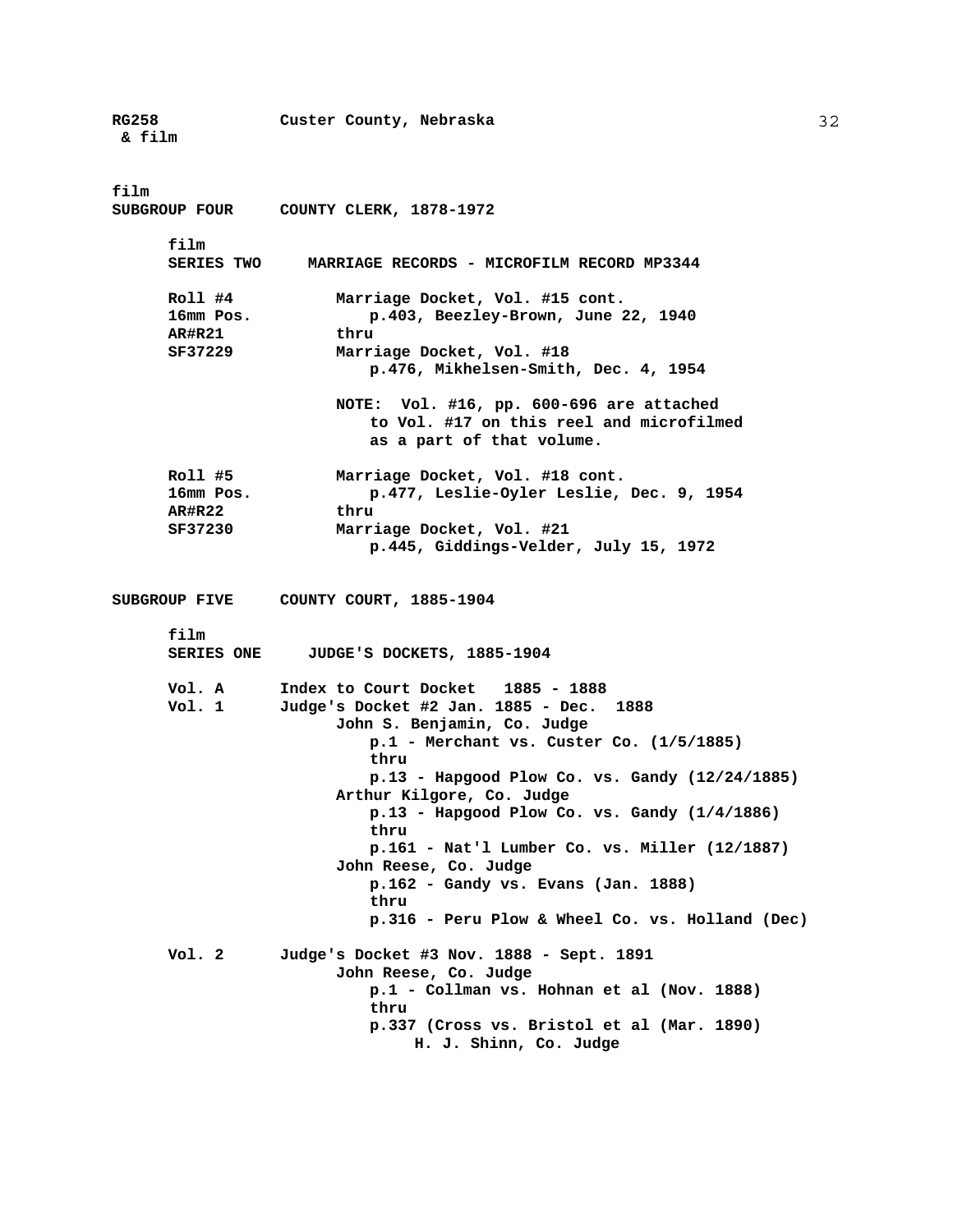**RG258** **Custer County, Nebraska**
**& film**

**film**
**SUBGROUP FOUR** **COUNTY CLERK, 1878-1972**

**film**
**SERIES TWO** **MARRIAGE RECORDS - MICROFILM RECORD MP3344**

**Roll #4**
**16mm Pos.**
**AR#R21**
**SF37229**

**Marriage Docket, Vol. #15 cont.**
**p.403, Beezley-Brown, June 22, 1940**
**thru**
**Marriage Docket, Vol. #18**
**p.476, Mikhelsen-Smith, Dec. 4, 1954**

**NOTE: Vol. #16, pp. 600-696 are attached to Vol. #17 on this reel and microfilmed as a part of that volume.**

**Roll #5**
**16mm Pos.**
**AR#R22**
**SF37230**

**Marriage Docket, Vol. #18 cont.**
**p.477, Leslie-Oyler Leslie, Dec. 9, 1954**
**thru**
**Marriage Docket, Vol. #21**
**p.445, Giddings-Velder, July 15, 1972**

**SUBGROUP FIVE** **COUNTY COURT, 1885-1904**

**film**
**SERIES ONE** **JUDGE'S DOCKETS, 1885-1904**

**Vol. A** **Index to Court Docket 1885 - 1888**

**Vol. 1** **Judge's Docket #2 Jan. 1885 - Dec. 1888**
**John S. Benjamin, Co. Judge**
**p.1 - Merchant vs. Custer Co. (1/5/1885)**
**thru**
**p.13 - Hapgood Plow Co. vs. Gandy (12/24/1885)**
**Arthur Kilgore, Co. Judge**
**p.13 - Hapgood Plow Co. vs. Gandy (1/4/1886)**
**thru**
**p.161 - Nat'l Lumber Co. vs. Miller (12/1887)**
**John Reese, Co. Judge**
**p.162 - Gandy vs. Evans (Jan. 1888)**
**thru**
**p.316 - Peru Plow & Wheel Co. vs. Holland (Dec)**

**Vol. 2** **Judge's Docket #3 Nov. 1888 - Sept. 1891**
**John Reese, Co. Judge**
**p.1 - Collman vs. Hohnan et al (Nov. 1888)**
**thru**
**p.337 (Cross vs. Bristol et al (Mar. 1890)**
**H. J. Shinn, Co. Judge**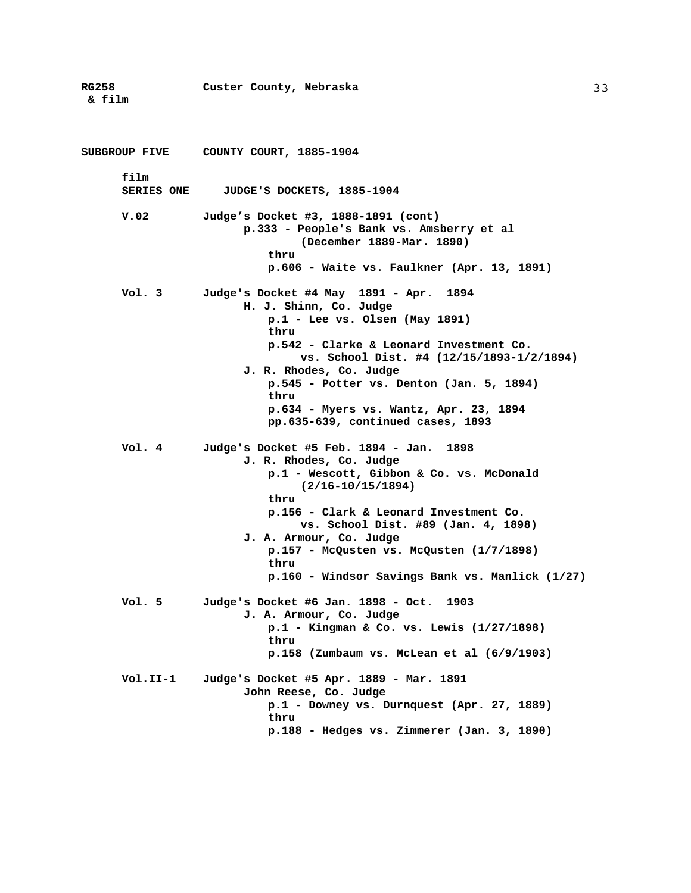**SUBGROUP FIVE COUNTY COURT, 1885-1904**

film
**SERIES ONE JUDGE'S DOCKETS, 1885-1904**

**V.02** Judge's Docket #3, 1888-1891 (cont)
- p.333 - People's Bank vs. Amsberry et al (December 1889-Mar. 1890)
- thru
- p.606 - Waite vs. Faulkner (Apr. 13, 1891)

**Vol. 3** Judge's Docket #4 May 1891 - Apr. 1894
- H. J. Shinn, Co. Judge
  - p.1 - Lee vs. Olsen (May 1891)
  - thru
  - p.542 - Clarke & Leonard Investment Co. vs. School Dist. #4 (12/15/1893-1/2/1894)
- J. R. Rhodes, Co. Judge
  - p.545 - Potter vs. Denton (Jan. 5, 1894)
  - thru
  - p.634 - Myers vs. Wantz, Apr. 23, 1894
  - pp.635-639, continued cases, 1893

**Vol. 4** Judge's Docket #5 Feb. 1894 - Jan. 1898
- J. R. Rhodes, Co. Judge
  - p.1 - Wescott, Gibbon & Co. vs. McDonald (2/16-10/15/1894)
  - thru
  - p.156 - Clark & Leonard Investment Co. vs. School Dist. #89 (Jan. 4, 1898)
- J. A. Armour, Co. Judge
  - p.157 - McQusten vs. McQusten (1/7/1898)
  - thru
  - p.160 - Windsor Savings Bank vs. Manlick (1/27)

**Vol. 5** Judge's Docket #6 Jan. 1898 - Oct. 1903
- J. A. Armour, Co. Judge
  - p.1 - Kingman & Co. vs. Lewis (1/27/1898)
  - thru
  - p.158 (Zumbaum vs. McLean et al (6/9/1903)

**Vol.II-1** Judge's Docket #5 Apr. 1889 - Mar. 1891
- John Reese, Co. Judge
  - p.1 - Downey vs. Durnquest (Apr. 27, 1889)
  - thru
  - p.188 - Hedges vs. Zimmerer (Jan. 3, 1890)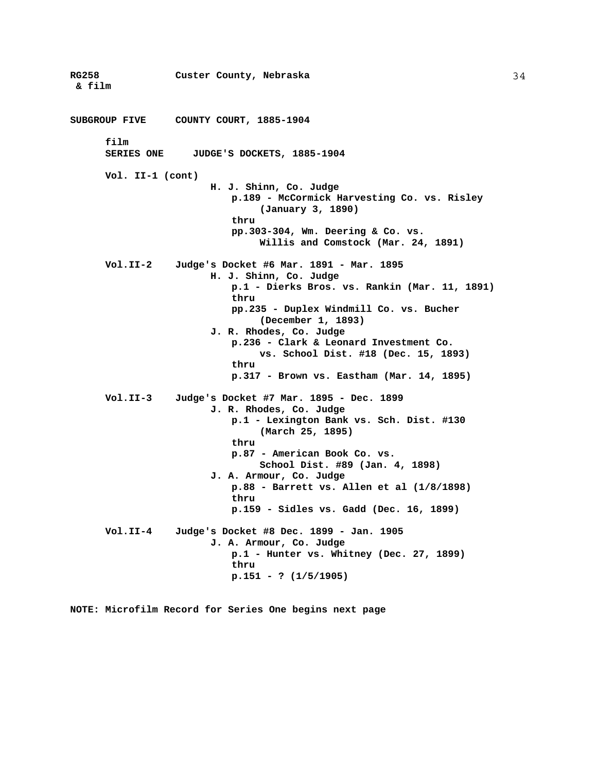RG258 Custer County, Nebraska
& film

## SUBGROUP FIVE COUNTY COURT, 1885-1904

film
### SERIES ONE JUDGE'S DOCKETS, 1885-1904

**Vol. II-1 (cont)**
- H. J. Shinn, Co. Judge
  - p.189 - McCormick Harvesting Co. vs. Risley (January 3, 1890)
  - thru
  - pp.303-304, Wm. Deering & Co. vs. Willis and Comstock (Mar. 24, 1891)

**Vol.II-2** Judge's Docket #6 Mar. 1891 - Mar. 1895
- H. J. Shinn, Co. Judge
  - p.1 - Dierks Bros. vs. Rankin (Mar. 11, 1891)
  - thru
  - pp.235 - Duplex Windmill Co. vs. Bucher (December 1, 1893)
- J. R. Rhodes, Co. Judge
  - p.236 - Clark & Leonard Investment Co. vs. School Dist. #18 (Dec. 15, 1893)
  - thru
  - p.317 - Brown vs. Eastham (Mar. 14, 1895)

**Vol.II-3** Judge's Docket #7 Mar. 1895 - Dec. 1899
- J. R. Rhodes, Co. Judge
  - p.1 - Lexington Bank vs. Sch. Dist. #130 (March 25, 1895)
  - thru
  - p.87 - American Book Co. vs. School Dist. #89 (Jan. 4, 1898)
- J. A. Armour, Co. Judge
  - p.88 - Barrett vs. Allen et al (1/8/1898)
  - thru
  - p.159 - Sidles vs. Gadd (Dec. 16, 1899)

**Vol.II-4** Judge's Docket #8 Dec. 1899 - Jan. 1905
- J. A. Armour, Co. Judge
  - p.1 - Hunter vs. Whitney (Dec. 27, 1899)
  - thru
  - p.151 - ? (1/5/1905)

**NOTE: Microfilm Record for Series One begins next page**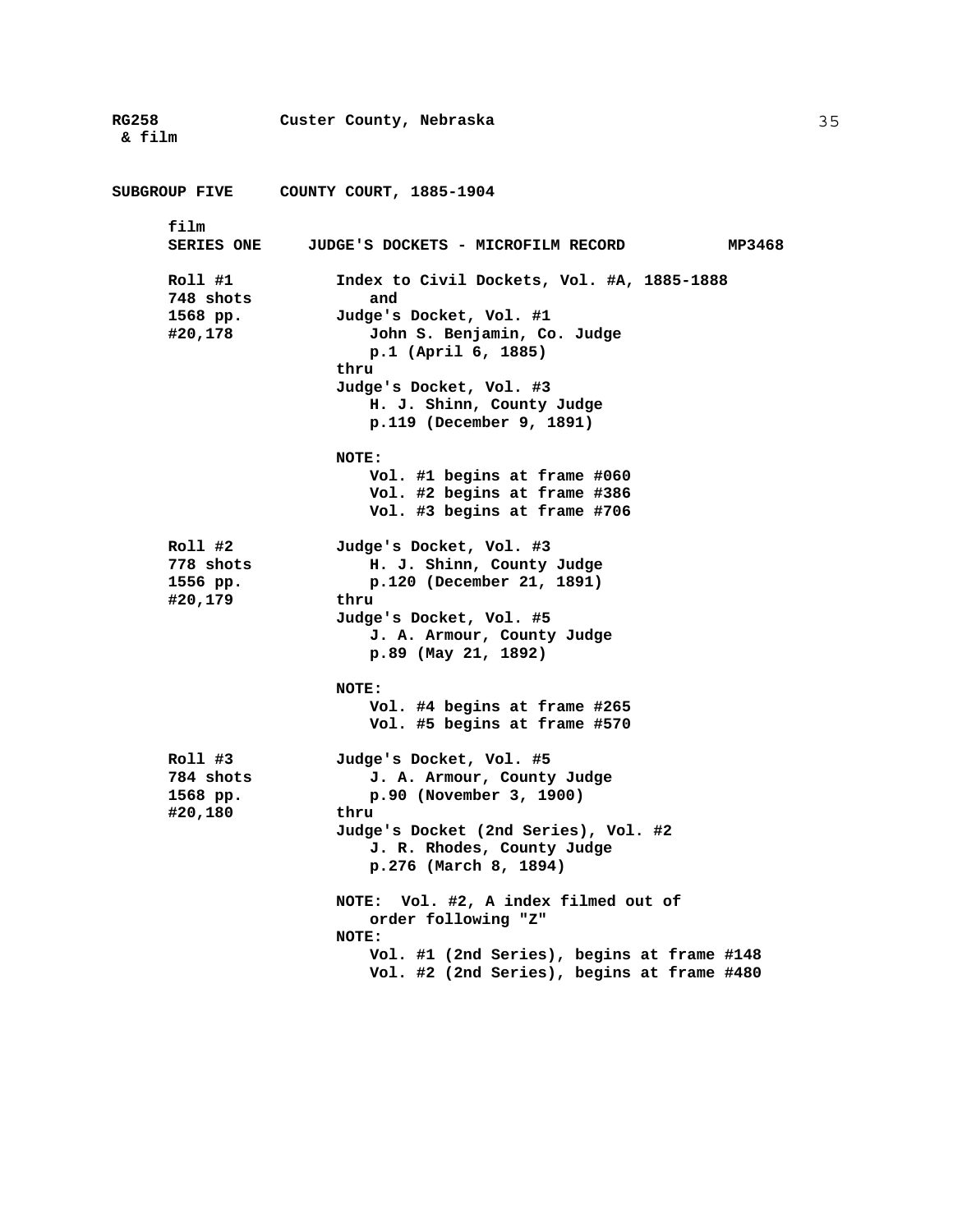## SUBGROUP FIVE COUNTY COURT, 1885-1904

film
### SERIES ONE JUDGE'S DOCKETS - MICROFILM RECORD MP3468

**Roll #1**
**748 shots**
**1568 pp.**
**#20,178**

Index to Civil Dockets, Vol. #A, 1885-1888
and
Judge's Docket, Vol. #1
John S. Benjamin, Co. Judge
p.1 (April 6, 1885)
thru
Judge's Docket, Vol. #3
H. J. Shinn, County Judge
p.119 (December 9, 1891)

NOTE:
Vol. #1 begins at frame #060
Vol. #2 begins at frame #386
Vol. #3 begins at frame #706

**Roll #2**
**778 shots**
**1556 pp.**
**#20,179**

Judge's Docket, Vol. #3
H. J. Shinn, County Judge
p.120 (December 21, 1891)
thru
Judge's Docket, Vol. #5
J. A. Armour, County Judge
p.89 (May 21, 1892)

NOTE:
Vol. #4 begins at frame #265
Vol. #5 begins at frame #570

**Roll #3**
**784 shots**
**1568 pp.**
**#20,180**

Judge's Docket, Vol. #5
J. A. Armour, County Judge
p.90 (November 3, 1900)
thru
Judge's Docket (2nd Series), Vol. #2
J. R. Rhodes, County Judge
p.276 (March 8, 1894)

NOTE: Vol. #2, A index filmed out of order following "Z"

NOTE:
Vol. #1 (2nd Series), begins at frame #148
Vol. #2 (2nd Series), begins at frame #480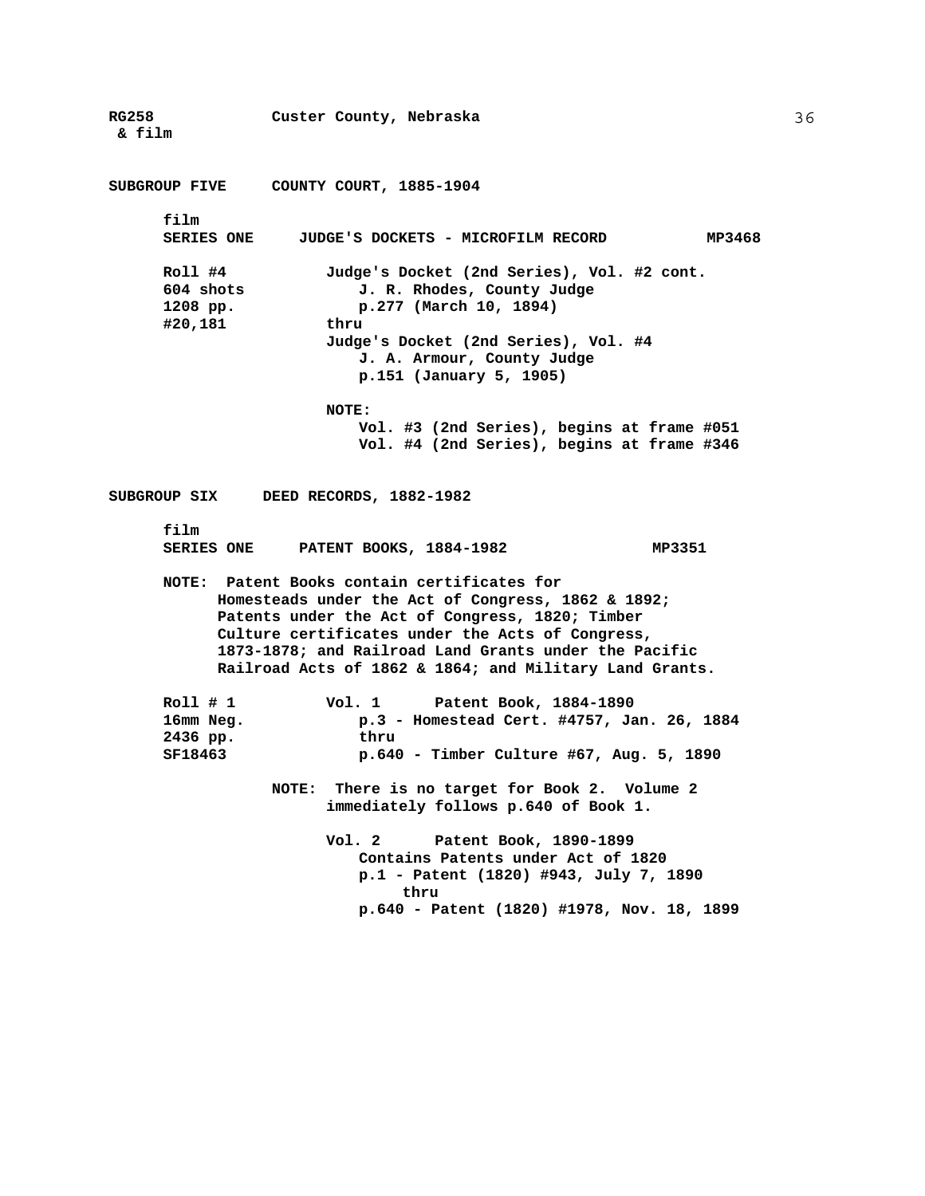**RG258 & film** **Custer County, Nebraska**

## SUBGROUP FIVE COUNTY COURT, 1885-1904

film
**SERIES ONE JUDGE'S DOCKETS - MICROFILM RECORD MP3468**

**Roll #4**
**604 shots**
**1208 pp.**
**#20,181**

Judge's Docket (2nd Series), Vol. #2 cont.
J. R. Rhodes, County Judge
p.277 (March 10, 1894)
thru
Judge's Docket (2nd Series), Vol. #4
J. A. Armour, County Judge
p.151 (January 5, 1905)

**NOTE:**
Vol. #3 (2nd Series), begins at frame #051
Vol. #4 (2nd Series), begins at frame #346

## SUBGROUP SIX DEED RECORDS, 1882-1982

film
**SERIES ONE PATENT BOOKS, 1884-1982 MP3351**

**NOTE:** Patent Books contain certificates for Homesteads under the Act of Congress, 1862 & 1892; Patents under the Act of Congress, 1820; Timber Culture certificates under the Acts of Congress, 1873-1878; and Railroad Land Grants under the Pacific Railroad Acts of 1862 & 1864; and Military Land Grants.

**Roll # 1**
**16mm Neg.**
**2436 pp.**
**SF18463**

Vol. 1 Patent Book, 1884-1890
p.3 - Homestead Cert. #4757, Jan. 26, 1884
thru
p.640 - Timber Culture #67, Aug. 5, 1890

**NOTE:** There is no target for Book 2. Volume 2 immediately follows p.640 of Book 1.

Vol. 2 Patent Book, 1890-1899
Contains Patents under Act of 1820
p.1 - Patent (1820) #943, July 7, 1890
thru
p.640 - Patent (1820) #1978, Nov. 18, 1899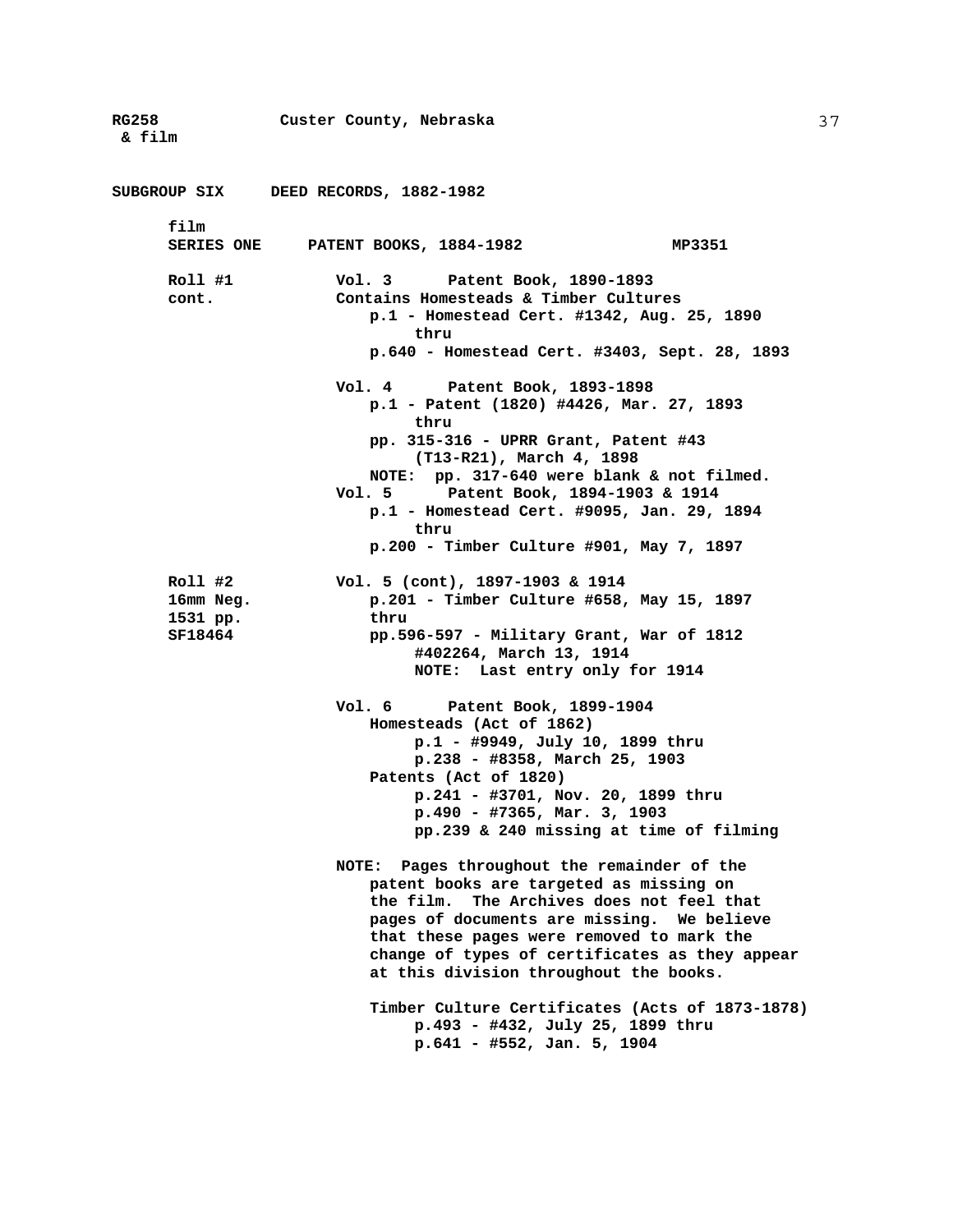**SUBGROUP SIX DEED RECORDS, 1882-1982**

film
**SERIES ONE PATENT BOOKS, 1884-1982 MP3351**

**Roll #1 cont.**

**Vol. 3 Patent Book, 1890-1893**
Contains Homesteads & Timber Cultures
p.1 - Homestead Cert. #1342, Aug. 25, 1890
thru
p.640 - Homestead Cert. #3403, Sept. 28, 1893

**Vol. 4 Patent Book, 1893-1898**
p.1 - Patent (1820) #4426, Mar. 27, 1893
thru
pp. 315-316 - UPRR Grant, Patent #43 (T13-R21), March 4, 1898
NOTE: pp. 317-640 were blank & not filmed.

**Vol. 5 Patent Book, 1894-1903 & 1914**
p.1 - Homestead Cert. #9095, Jan. 29, 1894
thru
p.200 - Timber Culture #901, May 7, 1897

**Roll #2**
**16mm Neg.**
**1531 pp.**
**SF18464**

**Vol. 5 (cont), 1897-1903 & 1914**
p.201 - Timber Culture #658, May 15, 1897
thru
pp.596-597 - Military Grant, War of 1812 #402264, March 13, 1914
NOTE: Last entry only for 1914

**Vol. 6 Patent Book, 1899-1904**
Homesteads (Act of 1862)
p.1 - #9949, July 10, 1899 thru
p.238 - #8358, March 25, 1903
Patents (Act of 1820)
p.241 - #3701, Nov. 20, 1899 thru
p.490 - #7365, Mar. 3, 1903
pp.239 & 240 missing at time of filming

NOTE: Pages throughout the remainder of the patent books are targeted as missing on the film. The Archives does not feel that pages of documents are missing. We believe that these pages were removed to mark the change of types of certificates as they appear at this division throughout the books.

Timber Culture Certificates (Acts of 1873-1878)
p.493 - #432, July 25, 1899 thru
p.641 - #552, Jan. 5, 1904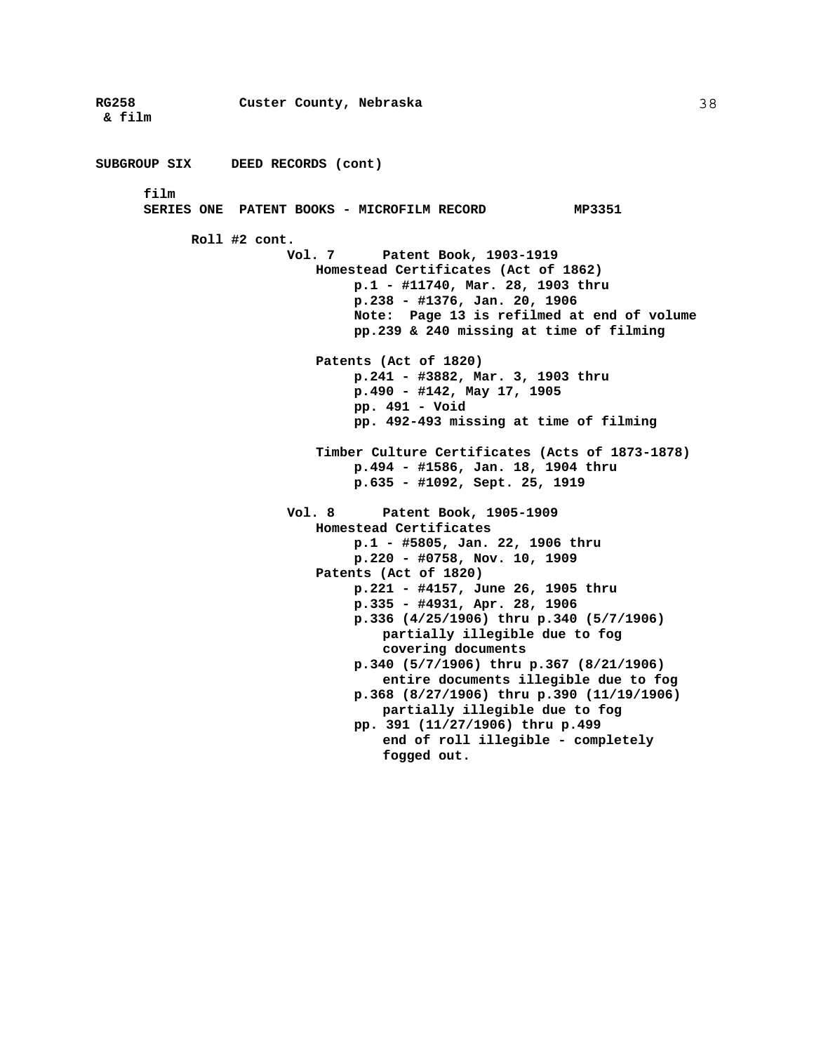**RG258 & film** **Custer County, Nebraska**

**SUBGROUP SIX DEED RECORDS (cont)**

**film**
**SERIES ONE PATENT BOOKS - MICROFILM RECORD MP3351**

**Roll #2 cont.**

**Vol. 7 Patent Book, 1903-1919**

**Homestead Certificates (Act of 1862)**
- p.1 - #11740, Mar. 28, 1903 thru
- p.238 - #1376, Jan. 20, 1906
- Note: Page 13 is refilmed at end of volume
- pp.239 & 240 missing at time of filming

**Patents (Act of 1820)**
- p.241 - #3882, Mar. 3, 1903 thru
- p.490 - #142, May 17, 1905
- pp. 491 - Void
- pp. 492-493 missing at time of filming

**Timber Culture Certificates (Acts of 1873-1878)**
- p.494 - #1586, Jan. 18, 1904 thru
- p.635 - #1092, Sept. 25, 1919

**Vol. 8 Patent Book, 1905-1909**

**Homestead Certificates**
- p.1 - #5805, Jan. 22, 1906 thru
- p.220 - #0758, Nov. 10, 1909

**Patents (Act of 1820)**
- p.221 - #4157, June 26, 1905 thru
- p.335 - #4931, Apr. 28, 1906
- p.336 (4/25/1906) thru p.340 (5/7/1906)
  partially illegible due to fog
  covering documents
- p.340 (5/7/1906) thru p.367 (8/21/1906)
  entire documents illegible due to fog
- p.368 (8/27/1906) thru p.390 (11/19/1906)
  partially illegible due to fog
- pp. 391 (11/27/1906) thru p.499
  end of roll illegible - completely
  fogged out.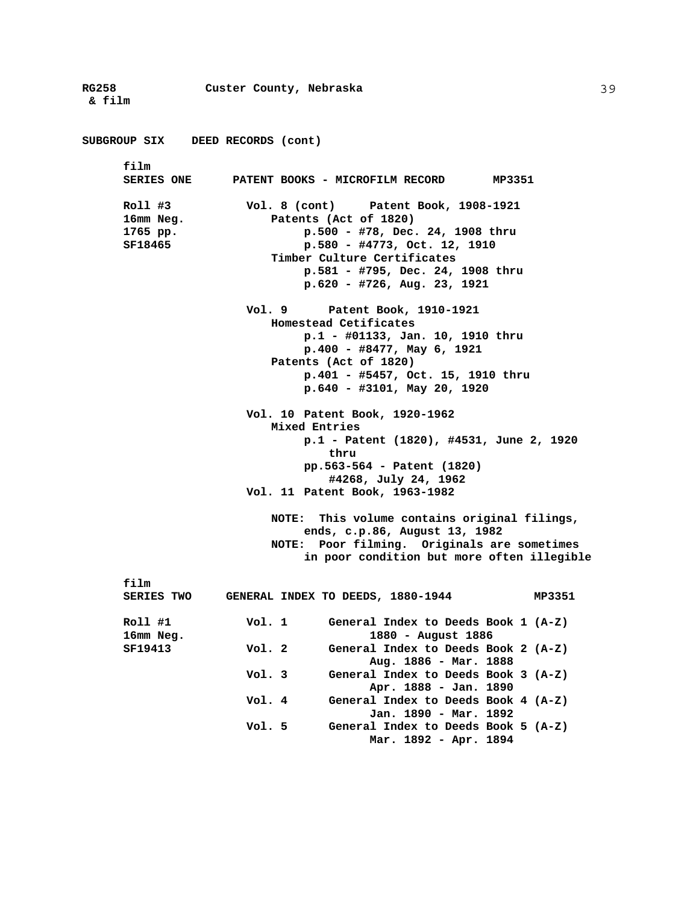**SUBGROUP SIX DEED RECORDS (cont)**

film
**SERIES ONE PATENT BOOKS - MICROFILM RECORD MP3351**

**Roll #3**
**16mm Neg.**
**1765 pp.**
**SF18465**

**Vol. 8 (cont) Patent Book, 1908-1921**
- Patents (Act of 1820)
  - p.500 - #78, Dec. 24, 1908 thru
  - p.580 - #4773, Oct. 12, 1910
- Timber Culture Certificates
  - p.581 - #795, Dec. 24, 1908 thru
  - p.620 - #726, Aug. 23, 1921

**Vol. 9 Patent Book, 1910-1921**
- Homestead Cetificates
  - p.1 - #01133, Jan. 10, 1910 thru
  - p.400 - #8477, May 6, 1921
- Patents (Act of 1820)
  - p.401 - #5457, Oct. 15, 1910 thru
  - p.640 - #3101, May 20, 1920

**Vol. 10 Patent Book, 1920-1962**
- Mixed Entries
  - p.1 - Patent (1820), #4531, June 2, 1920 thru
  - pp.563-564 - Patent (1820) #4268, July 24, 1962

**Vol. 11 Patent Book, 1963-1982**

NOTE: This volume contains original filings, ends, c.p.86, August 13, 1982

NOTE: Poor filming. Originals are sometimes in poor condition but more often illegible

film
**SERIES TWO GENERAL INDEX TO DEEDS, 1880-1944 MP3351**

**Roll #1**
**16mm Neg.**
**SF19413**

| Vol. | Description |
|---|---|
| Vol. 1 | General Index to Deeds Book 1 (A-Z) 1880 - August 1886 |
| Vol. 2 | General Index to Deeds Book 2 (A-Z) Aug. 1886 - Mar. 1888 |
| Vol. 3 | General Index to Deeds Book 3 (A-Z) Apr. 1888 - Jan. 1890 |
| Vol. 4 | General Index to Deeds Book 4 (A-Z) Jan. 1890 - Mar. 1892 |
| Vol. 5 | General Index to Deeds Book 5 (A-Z) Mar. 1892 - Apr. 1894 |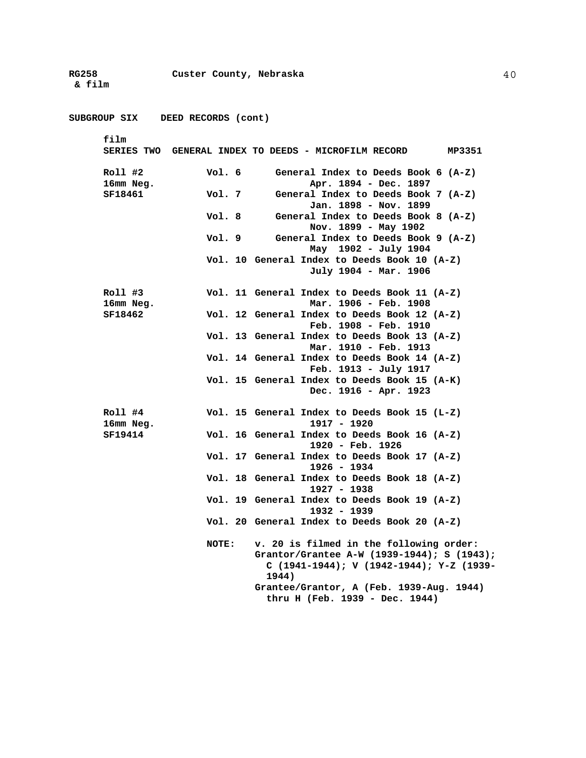## SUBGROUP SIX DEED RECORDS (cont)

film
**SERIES TWO GENERAL INDEX TO DEEDS - MICROFILM RECORD MP3351**

| Roll | Vol. | Description |
|---|---|---|
| Roll #2<br>16mm Neg.<br>SF18461 | Vol. 6 | General Index to Deeds Book 6 (A-Z)<br>Apr. 1894 - Dec. 1897 |
| | Vol. 7 | General Index to Deeds Book 7 (A-Z)<br>Jan. 1898 - Nov. 1899 |
| | Vol. 8 | General Index to Deeds Book 8 (A-Z)<br>Nov. 1899 - May 1902 |
| | Vol. 9 | General Index to Deeds Book 9 (A-Z)<br>May 1902 - July 1904 |
| | Vol. 10 | General Index to Deeds Book 10 (A-Z)<br>July 1904 - Mar. 1906 |
| Roll #3<br>16mm Neg.<br>SF18462 | Vol. 11 | General Index to Deeds Book 11 (A-Z)<br>Mar. 1906 - Feb. 1908 |
| | Vol. 12 | General Index to Deeds Book 12 (A-Z)<br>Feb. 1908 - Feb. 1910 |
| | Vol. 13 | General Index to Deeds Book 13 (A-Z)<br>Mar. 1910 - Feb. 1913 |
| | Vol. 14 | General Index to Deeds Book 14 (A-Z)<br>Feb. 1913 - July 1917 |
| | Vol. 15 | General Index to Deeds Book 15 (A-K)<br>Dec. 1916 - Apr. 1923 |
| Roll #4<br>16mm Neg.<br>SF19414 | Vol. 15 | General Index to Deeds Book 15 (L-Z)<br>1917 - 1920 |
| | Vol. 16 | General Index to Deeds Book 16 (A-Z)<br>1920 - Feb. 1926 |
| | Vol. 17 | General Index to Deeds Book 17 (A-Z)<br>1926 - 1934 |
| | Vol. 18 | General Index to Deeds Book 18 (A-Z)<br>1927 - 1938 |
| | Vol. 19 | General Index to Deeds Book 19 (A-Z)<br>1932 - 1939 |
| | Vol. 20 | General Index to Deeds Book 20 (A-Z) |

**NOTE:** v. 20 is filmed in the following order:
Grantor/Grantee A-W (1939-1944); S (1943); C (1941-1944); V (1942-1944); Y-Z (1939-1944)
Grantee/Grantor, A (Feb. 1939-Aug. 1944) thru H (Feb. 1939 - Dec. 1944)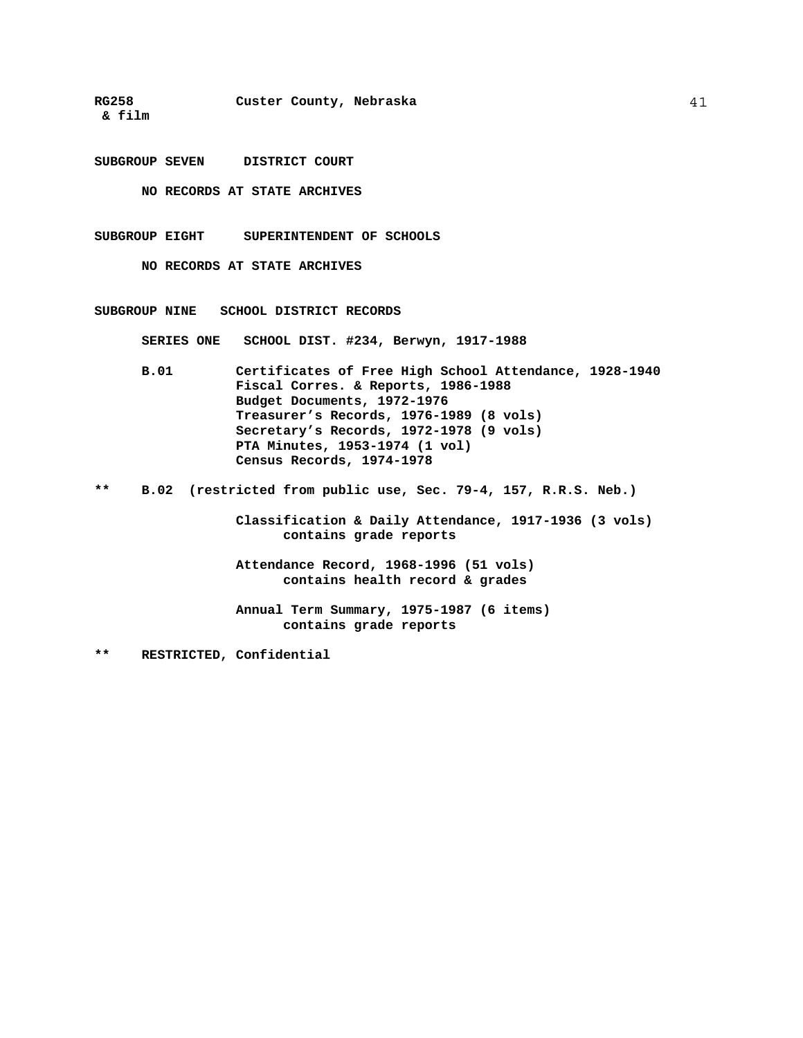**SUBGROUP SEVEN DISTRICT COURT**

**NO RECORDS AT STATE ARCHIVES**

**SUBGROUP EIGHT SUPERINTENDENT OF SCHOOLS**

**NO RECORDS AT STATE ARCHIVES**

**SUBGROUP NINE SCHOOL DISTRICT RECORDS**

**SERIES ONE SCHOOL DIST. #234, Berwyn, 1917-1988**

**B.01** Certificates of Free High School Attendance, 1928-1940
Fiscal Corres. & Reports, 1986-1988
Budget Documents, 1972-1976
Treasurer's Records, 1976-1989 (8 vols)
Secretary's Records, 1972-1978 (9 vols)
PTA Minutes, 1953-1974 (1 vol)
Census Records, 1974-1978

** **B.02** (restricted from public use, Sec. 79-4, 157, R.R.S. Neb.)

Classification & Daily Attendance, 1917-1936 (3 vols)
contains grade reports

Attendance Record, 1968-1996 (51 vols)
contains health record & grades

Annual Term Summary, 1975-1987 (6 items)
contains grade reports

** **RESTRICTED, Confidential**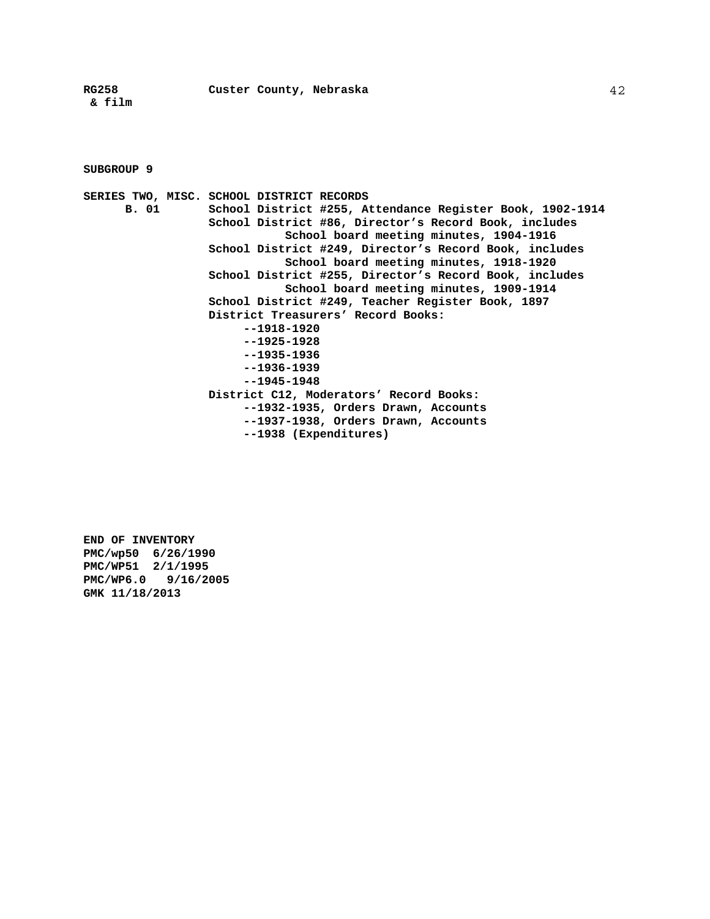**SUBGROUP 9**

**SERIES TWO, MISC. SCHOOL DISTRICT RECORDS**

**B. 01**

- School District #255, Attendance Register Book, 1902-1914
- School District #86, Director's Record Book, includes School board meeting minutes, 1904-1916
- School District #249, Director's Record Book, includes School board meeting minutes, 1918-1920
- School District #255, Director's Record Book, includes School board meeting minutes, 1909-1914
- School District #249, Teacher Register Book, 1897
- District Treasurers' Record Books:
  - --1918-1920
  - --1925-1928
  - --1935-1936
  - --1936-1939
  - --1945-1948
- District C12, Moderators' Record Books:
  - --1932-1935, Orders Drawn, Accounts
  - --1937-1938, Orders Drawn, Accounts
  - --1938 (Expenditures)

**END OF INVENTORY**
**PMC/wp50 6/26/1990**
**PMC/WP51 2/1/1995**
**PMC/WP6.0 9/16/2005**
**GMK 11/18/2013**